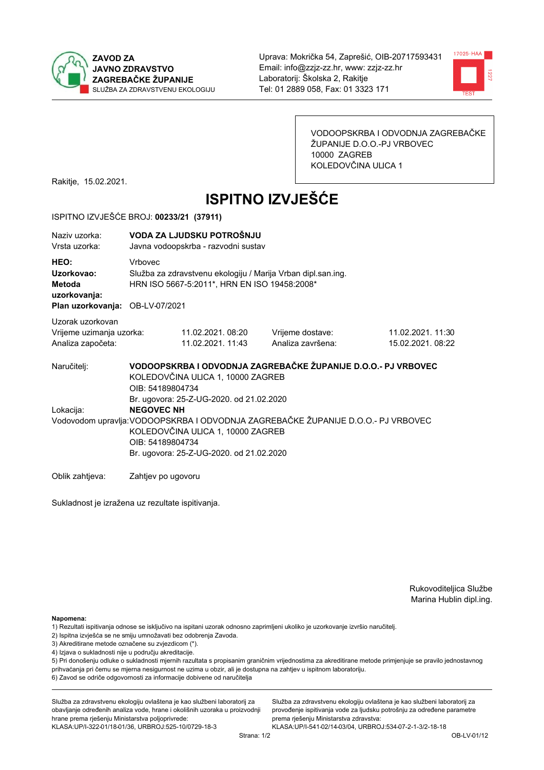ZAVOD ZA
JAVNO ZDRAVSTVO
ZAGREBAČKE ŽUPANIJE
SLUŽBA ZA ZDRAVSTVENU EKOLOGIJU

Uprava: Mokrička 54, Zaprešić, OIB-20717593431
Email: info@zzjz-zz.hr, www: zzjz-zz.hr
Laboratorij: Školska 2, Rakitje
Tel: 01 2889 058, Fax: 01 3323 171

VODOOPSKRBA I ODVODNJA ZAGREBAČKE ŽUPANIJE D.O.O.-PJ VRBOVEC
10000 ZAGREB
KOLEDOVČINA ULICA 1

Rakitje, 15.02.2021.

# ISPITNO IZVJEŠĆE

ISPITNO IZVJEŠĆE BROJ: **00233/21 (37911)**

| | |
|---|---|
| Naziv uzorka: | **VODA ZA LJUDSKU POTROŠNJU** |
| Vrsta uzorka: | Javna vodoopskrba - razvodni sustav |
| **HEO:** | Vrbovec |
| **Uzorkovao:** | Služba za zdravstvenu ekologiju / Marija Vrban dipl.san.ing. |
| **Metoda uzorkovanja:** | HRN ISO 5667-5:2011*, HRN EN ISO 19458:2008* |
| **Plan uzorkovanja:** | OB-LV-07/2021 |

Uzorak uzorkovan

| | | | |
|---|---|---|---|
| Vrijeme uzimanja uzorka: | 11.02.2021. 08:20 | Vrijeme dostave: | 11.02.2021. 11:30 |
| Analiza započeta: | 11.02.2021. 11:43 | Analiza završena: | 15.02.2021. 08:22 |

Naručitelj: **VODOOPSKRBA I ODVODNJA ZAGREBAČKE ŽUPANIJE D.O.O.- PJ VRBOVEC**
KOLEDOVČINA ULICA 1, 10000 ZAGREB
OIB: 54189804734
Br. ugovora: 25-Z-UG-2020. od 21.02.2020

Lokacija: **NEGOVEC NH**

Vodovodom upravlja: VODOOPSKRBA I ODVODNJA ZAGREBAČKE ŽUPANIJE D.O.O.- PJ VRBOVEC
KOLEDOVČINA ULICA 1, 10000 ZAGREB
OIB: 54189804734
Br. ugovora: 25-Z-UG-2020. od 21.02.2020

Oblik zahtjeva: Zahtjev po ugovoru

Sukladnost je izražena uz rezultate ispitivanja.

Rukoviteljica Službe
Marina Hublin dipl.ing.

**Napomena:**
1) Rezultati ispitivanja odnose se isključivo na ispitani uzorak odnosno zaprimljeni ukoliko je uzorkovanje izvršio naručitelj.
2) Ispitna izvješća se ne smiju umnožavati bez odobrenja Zavoda.
3) Akreditirane metode označene su zvjezdicom (*).
4) Izjava o sukladnosti nije u području akreditacije.
5) Pri donošenju odluke o sukladnosti mjernih rezultata s propisanim graničnim vrijednostima za akreditirane metode primjenjuje se pravilo jednostavnog prihvaćanja pri čemu se mjerna nesigurnost ne uzima u obzir, ali je dostupna na zahtjev u ispitnom laboratoriju.
6) Zavod se odriče odgovornosti za informacije dobivene od naručitelja

Služba za zdravstvenu ekologiju ovlaštena je kao službeni laboratorij za obavljanje određenih analiza vode, hrane i okolišnih uzoraka u proizvodnji hrane prema rješenju Ministarstva poljoprivrede:
KLASA:UP/I-322-01/18-01/36, URBROJ:525-10/0729-18-3

Služba za zdravstvenu ekologiju ovlaštena je kao službeni laboratorij za provođenje ispitivanja vode za ljudsku potrošnju za određene parametre prema rješenju Ministarstva zdravstva:
KLASA:UP/I-541-02/14-03/04, URBROJ:534-07-2-1-3/2-18-18

OB-LV-01/12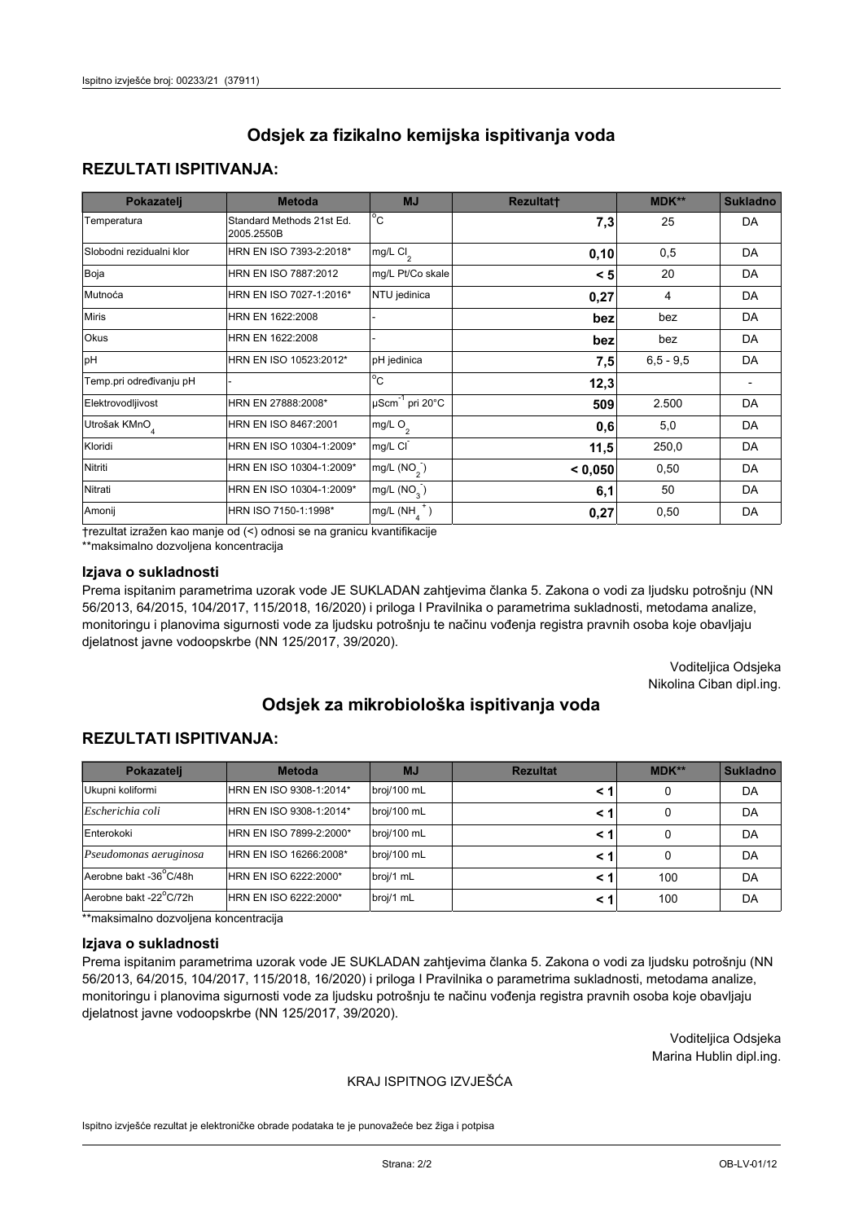# Odsjek za fizikalno kemijska ispitivanja voda

## REZULTATI ISPITIVANJA:

| Pokazatelj | Metoda | MJ | Rezultat† | MDK** | Sukladno |
|---|---|---|---|---|---|
| Temperatura | Standard Methods 21st Ed. 2005.2550B | °C | **7,3** | 25 | DA |
| Slobodni rezidualni klor | HRN EN ISO 7393-2:2018* | mg/L $Cl_2$ | **0,10** | 0,5 | DA |
| Boja | HRN EN ISO 7887:2012 | mg/L Pt/Co skale | **< 5** | 20 | DA |
| Mutnoća | HRN EN ISO 7027-1:2016* | NTU jedinica | **0,27** | 4 | DA |
| Miris | HRN EN 1622:2008 | - | **bez** | bez | DA |
| Okus | HRN EN 1622:2008 | - | **bez** | bez | DA |
| pH | HRN EN ISO 10523:2012* | pH jedinica | **7,5** | 6,5 - 9,5 | DA |
| Temp.pri određivanju pH | - | °C | **12,3** | | - |
| Elektrovodljivost | HRN EN 27888:2008* | $\mu Scm^{-1}$ pri 20°C | **509** | 2.500 | DA |
| Utrošak $KMnO_4$ | HRN EN ISO 8467:2001 | mg/L $O_2$ | **0,6** | 5,0 | DA |
| Kloridi | HRN EN ISO 10304-1:2009* | mg/L $Cl^-$ | **11,5** | 250,0 | DA |
| Nitriti | HRN EN ISO 10304-1:2009* | mg/L $(NO_2^-)$ | **< 0,050** | 0,50 | DA |
| Nitrati | HRN EN ISO 10304-1:2009* | mg/L $(NO_3^-)$ | **6,1** | 50 | DA |
| Amonij | HRN ISO 7150-1:1998* | mg/L $(NH_4^+)$ | **0,27** | 0,50 | DA |

†rezultat izražen kao manje od (<) odnosi se na granicu kvantifikacije
**maksimalno dozvoljena koncentracija

### Izjava o sukladnosti

Prema ispitanim parametrima uzorak vode JE SUKLADAN zahtjevima članka 5. Zakona o vodi za ljudsku potrošnju (NN 56/2013, 64/2015, 104/2017, 115/2018, 16/2020) i priloga I Pravilnika o parametrima sukladnosti, metodama analize, monitoringu i planovima sigurnosti vode za ljudsku potrošnju te načinu vođenja registra pravnih osoba koje obavljaju djelatnost javne vodoopskrbe (NN 125/2017, 39/2020).

Voditeljica Odsjeka
Nikolina Ciban dipl.ing.

# Odsjek za mikrobiološka ispitivanja voda

## REZULTATI ISPITIVANJA:

| Pokazatelj | Metoda | MJ | Rezultat | MDK** | Sukladno |
|---|---|---|---|---|---|
| Ukupni koliformi | HRN EN ISO 9308-1:2014* | broj/100 mL | **< 1** | 0 | DA |
| *Escherichia coli* | HRN EN ISO 9308-1:2014* | broj/100 mL | **< 1** | 0 | DA |
| Enterokoki | HRN EN ISO 7899-2:2000* | broj/100 mL | **< 1** | 0 | DA |
| *Pseudomonas aeruginosa* | HRN EN 16266:2008* | broj/100 mL | **< 1** | 0 | DA |
| Aerobne bakt -36°C/48h | HRN EN ISO 6222:2000* | broj/1 mL | **< 1** | 100 | DA |
| Aerobne bakt -22°C/72h | HRN EN ISO 6222:2000* | broj/1 mL | **< 1** | 100 | DA |

**maksimalno dozvoljena koncentracija

### Izjava o sukladnosti

Prema ispitanim parametrima uzorak vode JE SUKLADAN zahtjevima članka 5. Zakona o vodi za ljudsku potrošnju (NN 56/2013, 64/2015, 104/2017, 115/2018, 16/2020) i priloga I Pravilnika o parametrima sukladnosti, metodama analize, monitoringu i planovima sigurnosti vode za ljudsku potrošnju te načinu vođenja registra pravnih osoba koje obavljaju djelatnost javne vodoopskrbe (NN 125/2017, 39/2020).

Voditeljica Odsjeka
Marina Hublin dipl.ing.

KRAJ ISPITNOG IZVJEŠĆA

Ispitno izvješće rezultat je elektroničke obrade podataka te je punovažeće bez žiga i potpisa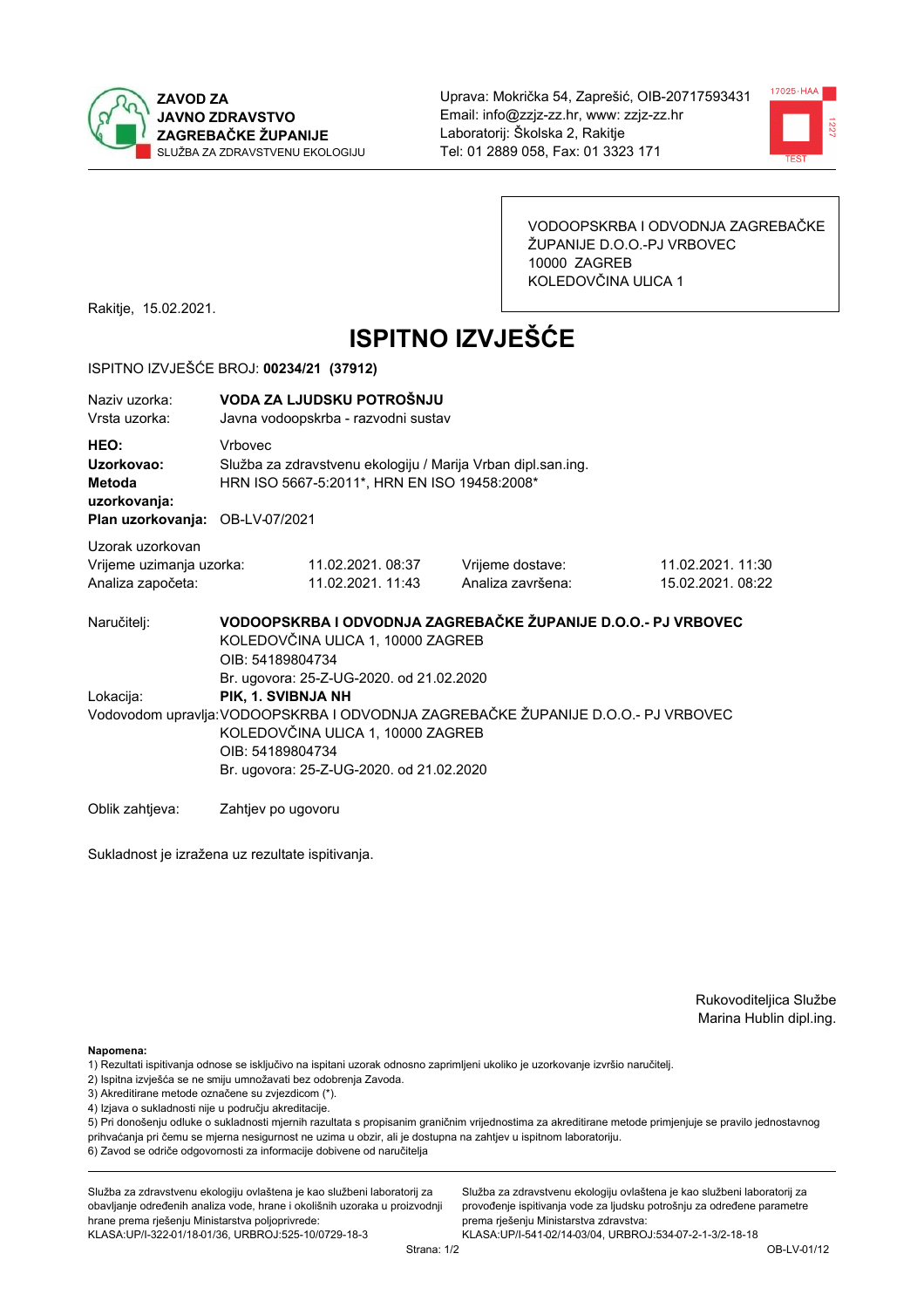**ZAVOD ZA JAVNO ZDRAVSTVO ZAGREBAČKE ŽUPANIJE**
SLUŽBA ZA ZDRAVSTVENU EKOLOGIJU

Uprava: Mokrička 54, Zaprešić, OIB-20717593431
Email: info@zzjz-zz.hr, www: zzjz-zz.hr
Laboratorij: Školska 2, Rakitje
Tel: 01 2889 058, Fax: 01 3323 171

VODOOPSKRBA I ODVODNJA ZAGREBAČKE ŽUPANIJE D.O.O.-PJ VRBOVEC
10000 ZAGREB
KOLEDOVČINA ULICA 1

Rakitje, 15.02.2021.

# ISPITNO IZVJEŠĆE

ISPITNO IZVJEŠĆE BROJ: **00234/21 (37912)**

Naziv uzorka: **VODA ZA LJUDSKU POTROŠNJU**
Vrsta uzorka: Javna vodoopskrba - razvodni sustav

**HEO:** Vrbovec
**Uzorkovao:** Služba za zdravstvenu ekologiju / Marija Vrban dipl.san.ing.
**Metoda uzorkovanja:** HRN ISO 5667-5:2011*, HRN EN ISO 19458:2008*
**Plan uzorkovanja:** OB-LV-07/2021

Uzorak uzorkovan

| | | | |
|---|---|---|---|
| Vrijeme uzimanja uzorka: | 11.02.2021. 08:37 | Vrijeme dostave: | 11.02.2021. 11:30 |
| Analiza započeta: | 11.02.2021. 11:43 | Analiza završena: | 15.02.2021. 08:22 |

Naručitelj: **VODOOPSKRBA I ODVODNJA ZAGREBAČKE ŽUPANIJE D.O.O.- PJ VRBOVEC**
KOLEDOVČINA ULICA 1, 10000 ZAGREB
OIB: 54189804734
Br. ugovora: 25-Z-UG-2020. od 21.02.2020

Lokacija: **PIK, 1. SVIBNJA NH**

Vodovodom upravlja: VODOOPSKRBA I ODVODNJA ZAGREBAČKE ŽUPANIJE D.O.O.- PJ VRBOVEC
KOLEDOVČINA ULICA 1, 10000 ZAGREB
OIB: 54189804734
Br. ugovora: 25-Z-UG-2020. od 21.02.2020

Oblik zahtjeva: Zahtjev po ugovoru

Sukladnost je izražena uz rezultate ispitivanja.

Rukoviditeljica Službe
Marina Hublin dipl.ing.

**Napomena:**
1) Rezultati ispitivanja odnose se isključivo na ispitani uzorak odnosno zaprimljeni ukoliko je uzorkovanje izvršio naručitelj.
2) Ispitna izvješća se ne smiju umnožavati bez odobrenja Zavoda.
3) Akreditirane metode označene su zvjezdicom (*).
4) Izjava o sukladnosti nije u području akreditacije.
5) Pri donošenju odluke o sukladnosti mjernih razultata s propisanim graničnim vrijednostima za akreditirane metode primjenjuje se pravilo jednostavnog prihvaćanja pri čemu se mjerna nesigurnost ne uzima u obzir, ali je dostupna na zahtjev u ispitnom laboratoriju.
6) Zavod se odriče odgovornosti za informacije dobivene od naručitelja

Služba za zdravstvenu ekologiju ovlaštena je kao službeni laboratorij za obavljanje određenih analiza vode, hrane i okolišnih uzoraka u proizvodnji hrane prema rješenju Ministarstva poljoprivrede:
KLASA:UP/I-322-01/18-01/36, URBROJ:525-10/0729-18-3

Služba za zdravstvenu ekologiju ovlaštena je kao službeni laboratorij za provođenje ispitivanja vode za ljudsku potrošnju za određene parametre prema rješenju Ministarstva zdravstva:
KLASA:UP/I-541-02/14-03/04, URBROJ:534-07-2-1-3/2-18-18

OB-LV-01/12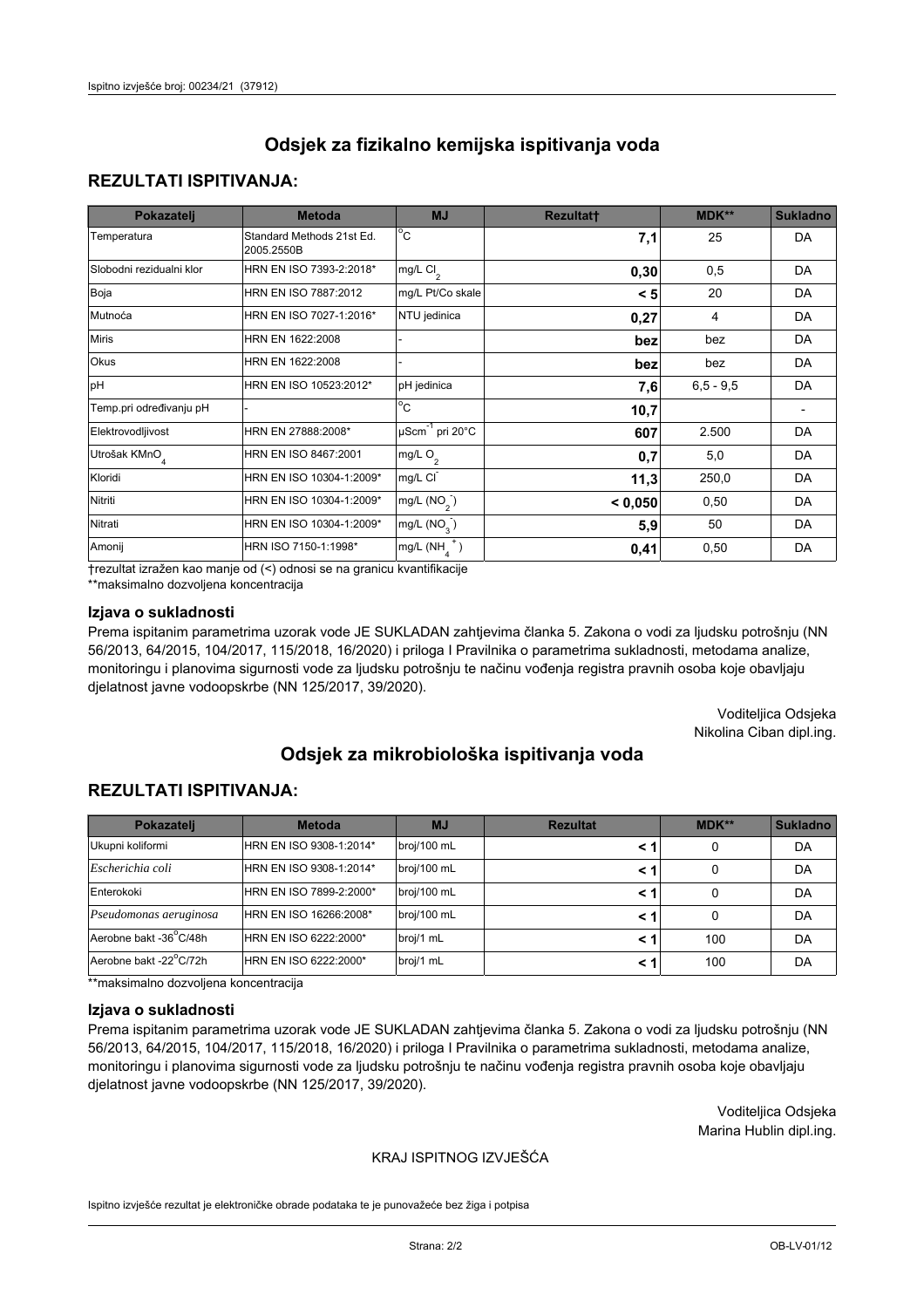# Odsjek za fizikalno kemijska ispitivanja voda

## REZULTATI ISPITIVANJA:

| Pokazatelj | Metoda | MJ | Rezultat† | MDK** | Sukladno |
|---|---|---|---|---|---|
| Temperatura | Standard Methods 21st Ed. 2005.2550B | °C | **7,1** | 25 | DA |
| Slobodni rezidualni klor | HRN EN ISO 7393-2:2018* | mg/L $Cl_2$ | **0,30** | 0,5 | DA |
| Boja | HRN EN ISO 7887:2012 | mg/L Pt/Co skale | **< 5** | 20 | DA |
| Mutnoća | HRN EN ISO 7027-1:2016* | NTU jedinica | **0,27** | 4 | DA |
| Miris | HRN EN 1622:2008 | - | **bez** | bez | DA |
| Okus | HRN EN 1622:2008 | - | **bez** | bez | DA |
| pH | HRN EN ISO 10523:2012* | pH jedinica | **7,6** | 6,5 - 9,5 | DA |
| Temp.pri određivanju pH | - | °C | **10,7** | | - |
| Elektrovodljivost | HRN EN 27888:2008* | $\mu Scm^{-1}$ pri 20°C | **607** | 2.500 | DA |
| Utrošak $KMnO_4$ | HRN EN ISO 8467:2001 | mg/L $O_2$ | **0,7** | 5,0 | DA |
| Kloridi | HRN EN ISO 10304-1:2009* | mg/L $Cl^-$ | **11,3** | 250,0 | DA |
| Nitriti | HRN EN ISO 10304-1:2009* | mg/L ($NO_2^-$) | **< 0,050** | 0,50 | DA |
| Nitrati | HRN EN ISO 10304-1:2009* | mg/L ($NO_3^-$) | **5,9** | 50 | DA |
| Amonij | HRN ISO 7150-1:1998* | mg/L ($NH_4^+$) | **0,41** | 0,50 | DA |

†rezultat izražen kao manje od (<) odnosi se na granicu kvantifikacije
**maksimalno dozvoljena koncentracija

### Izjava o sukladnosti

Prema ispitanim parametrima uzorak vode JE SUKLADAN zahtjevima članka 5. Zakona o vodi za ljudsku potrošnju (NN 56/2013, 64/2015, 104/2017, 115/2018, 16/2020) i priloga I Pravilnika o parametrima sukladnosti, metodama analize, monitoringu i planovima sigurnosti vode za ljudsku potrošnju te načinu vođenja registra pravnih osoba koje obavljaju djelatnost javne vodoopskrbe (NN 125/2017, 39/2020).

Voditeljica Odsjeka
Nikolina Ciban dipl.ing.

# Odsjek za mikrobiološka ispitivanja voda

## REZULTATI ISPITIVANJA:

| Pokazatelj | Metoda | MJ | Rezultat | MDK** | Sukladno |
|---|---|---|---|---|---|
| Ukupni koliformi | HRN EN ISO 9308-1:2014* | broj/100 mL | **< 1** | 0 | DA |
| *Escherichia coli* | HRN EN ISO 9308-1:2014* | broj/100 mL | **< 1** | 0 | DA |
| Enterokoki | HRN EN ISO 7899-2:2000* | broj/100 mL | **< 1** | 0 | DA |
| *Pseudomonas aeruginosa* | HRN EN ISO 16266:2008* | broj/100 mL | **< 1** | 0 | DA |
| Aerobne bakt -36°C/48h | HRN EN ISO 6222:2000* | broj/1 mL | **< 1** | 100 | DA |
| Aerobne bakt -22°C/72h | HRN EN ISO 6222:2000* | broj/1 mL | **< 1** | 100 | DA |

**maksimalno dozvoljena koncentracija

### Izjava o sukladnosti

Prema ispitanim parametrima uzorak vode JE SUKLADAN zahtjevima članka 5. Zakona o vodi za ljudsku potrošnju (NN 56/2013, 64/2015, 104/2017, 115/2018, 16/2020) i priloga I Pravilnika o parametrima sukladnosti, metodama analize, monitoringu i planovima sigurnosti vode za ljudsku potrošnju te načinu vođenja registra pravnih osoba koje obavljaju djelatnost javne vodoopskrbe (NN 125/2017, 39/2020).

Voditeljica Odsjeka
Marina Hublin dipl.ing.

KRAJ ISPITNOG IZVJEŠĆA

Ispitno izvješće rezultat je elektroničke obrade podataka te je punovažeće bez žiga i potpisa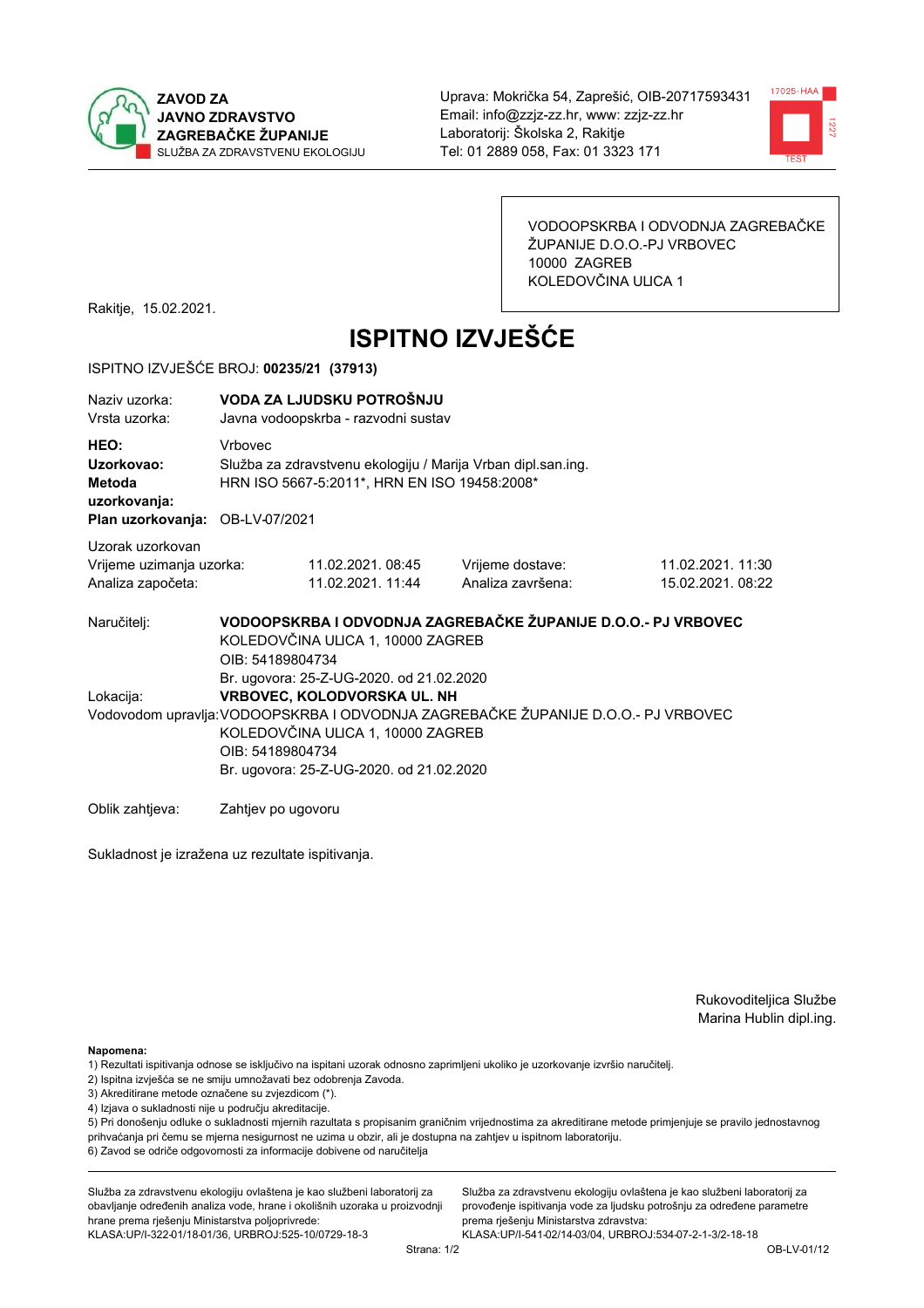ZAVOD ZA JAVNO ZDRAVSTVO ZAGREBAČKE ŽUPANIJE
SLUŽBA ZA ZDRAVSTVENU EKOLOGIJU

Uprava: Mokrička 54, Zaprešić, OIB-20717593431
Email: info@zzjz-zz.hr, www: zzjz-zz.hr
Laboratorij: Školska 2, Rakitje
Tel: 01 2889 058, Fax: 01 3323 171

VODOOPSKRBA I ODVODNJA ZAGREBAČKE ŽUPANIJE D.O.O.-PJ VRBOVEC
10000 ZAGREB
KOLEDOVČINA ULICA 1

Rakitje, 15.02.2021.

# ISPITNO IZVJEŠĆE

ISPITNO IZVJEŠĆE BROJ: **00235/21 (37913)**

| | |
|---|---|
| Naziv uzorka: | **VODA ZA LJUDSKU POTROŠNJU** |
| Vrsta uzorka: | Javna vodoopskrba - razvodni sustav |
| **HEO:** | Vrbovec |
| **Uzorkovao:** | Služba za zdravstvenu ekologiju / Marija Vrban dipl.san.ing. |
| **Metoda uzorkovanja:** | HRN ISO 5667-5:2011*, HRN EN ISO 19458:2008* |
| **Plan uzorkovanja:** | OB-LV-07/2021 |

Uzorak uzorkovan

| | | | |
|---|---|---|---|
| Vrijeme uzimanja uzorka: | 11.02.2021. 08:45 | Vrijeme dostave: | 11.02.2021. 11:30 |
| Analiza započeta: | 11.02.2021. 11:44 | Analiza završena: | 15.02.2021. 08:22 |

Naručitelj: **VODOOPSKRBA I ODVODNJA ZAGREBAČKE ŽUPANIJE D.O.O.- PJ VRBOVEC**
KOLEDOVČINA ULICA 1, 10000 ZAGREB
OIB: 54189804734
Br. ugovora: 25-Z-UG-2020. od 21.02.2020

Lokacija: **VRBOVEC, KOLODVORSKA UL. NH**

Vodovodom upravlja: VODOOPSKRBA I ODVODNJA ZAGREBAČKE ŽUPANIJE D.O.O.- PJ VRBOVEC
KOLEDOVČINA ULICA 1, 10000 ZAGREB
OIB: 54189804734
Br. ugovora: 25-Z-UG-2020. od 21.02.2020

Oblik zahtjeva: Zahtjev po ugovoru

Sukladnost je izražena uz rezultate ispitivanja.

Rukovoditeljica Službe
Marina Hublin dipl.ing.

**Napomena:**
1) Rezultati ispitivanja odnose se isključivo na ispitani uzorak odnosno zaprimljeni ukoliko je uzorkovanje izvršio naručitelj.
2) Ispitna izvješća se ne smiju umnožavati bez odobrenja Zavoda.
3) Akreditirane metode označene su zvjezdicom (*).
4) Izjava o sukladnosti nije u području akreditacije.
5) Pri donošenju odluke o sukladnosti mjernih razultata s propisanim graničnim vrijednostima za akreditirane metode primjenjuje se pravilo jednostavnog prihvaćanja pri čemu se mjerna nesigurnost ne uzima u obzir, ali je dostupna na zahtjev u ispitnom laboratoriju.
6) Zavod se odriče odgovornosti za informacije dobivene od naručitelja

Služba za zdravstvenu ekologiju ovlaštena je kao službeni laboratorij za obavljanje određenih analiza vode, hrane i okolišnih uzoraka u proizvodnji hrane prema rješenju Ministarstva poljoprivrede:
KLASA:UP/I-322-01/18-01/36, URBROJ:525-10/0729-18-3

Služba za zdravstvenu ekologiju ovlaštena je kao službeni laboratorij za provođenje ispitivanja vode za ljudsku potrošnju za određene parametre prema rješenju Ministarstva zdravstva:
KLASA:UP/I-541-02/14-03/04, URBROJ:534-07-2-1-3/2-18-18

OB-LV-01/12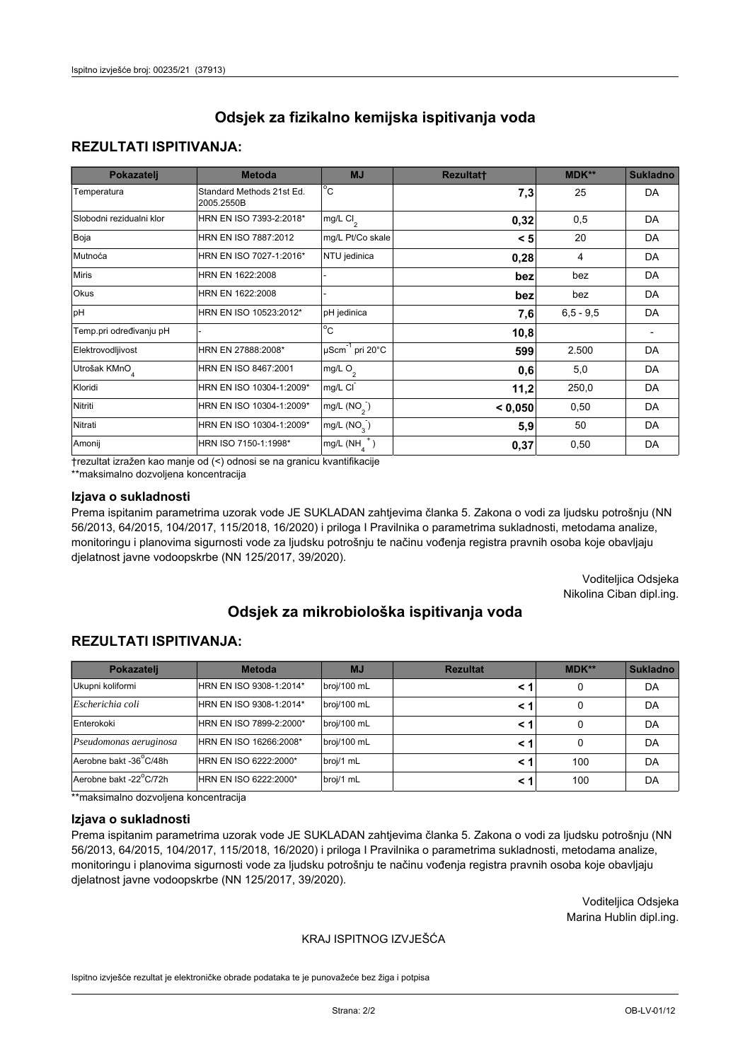# Odsjek za fizikalno kemijska ispitivanja voda

## REZULTATI ISPITIVANJA:

| Pokazatelj | Metoda | MJ | Rezultat† | MDK** | Sukladno |
|---|---|---|---|---|---|
| Temperatura | Standard Methods 21st Ed. 2005.2550B | °C | **7,3** | 25 | DA |
| Slobodni rezidualni klor | HRN EN ISO 7393-2:2018* | mg/L $Cl_2$ | **0,32** | 0,5 | DA |
| Boja | HRN EN ISO 7887:2012 | mg/L Pt/Co skale | **< 5** | 20 | DA |
| Mutnoća | HRN EN ISO 7027-1:2016* | NTU jedinica | **0,28** | 4 | DA |
| Miris | HRN EN 1622:2008 | - | **bez** | bez | DA |
| Okus | HRN EN 1622:2008 | - | **bez** | bez | DA |
| pH | HRN EN ISO 10523:2012* | pH jedinica | **7,6** | 6,5 - 9,5 | DA |
| Temp.pri određivanju pH | - | °C | **10,8** | | - |
| Elektrovodljivost | HRN EN 27888:2008* | $\mu Scm^{-1}$ pri 20°C | **599** | 2.500 | DA |
| Utrošak $KMnO_4$ | HRN EN ISO 8467:2001 | mg/L $O_2$ | **0,6** | 5,0 | DA |
| Kloridi | HRN EN ISO 10304-1:2009* | mg/L $Cl^-$ | **11,2** | 250,0 | DA |
| Nitriti | HRN EN ISO 10304-1:2009* | mg/L ($NO_2^-$) | **< 0,050** | 0,50 | DA |
| Nitrati | HRN EN ISO 10304-1:2009* | mg/L ($NO_3^-$) | **5,9** | 50 | DA |
| Amonij | HRN ISO 7150-1:1998* | mg/L ($NH_4^+$) | **0,37** | 0,50 | DA |

†rezultat izražen kao manje od (<) odnosi se na granicu kvantifikacije

**maksimalno dozvoljena koncentracija

### Izjava o sukladnosti

Prema ispitanim parametrima uzorak vode JE SUKLADAN zahtjevima članka 5. Zakona o vodi za ljudsku potrošnju (NN 56/2013, 64/2015, 104/2017, 115/2018, 16/2020) i priloga I Pravilnika o parametrima sukladnosti, metodama analize, monitoringu i planovima sigurnosti vode za ljudsku potrošnju te načinu vođenja registra pravnih osoba koje obavljaju djelatnost javne vodoopskrbe (NN 125/2017, 39/2020).

Voditeljica Odsjeka
Nikolina Ciban dipl.ing.

# Odsjek za mikrobiološka ispitivanja voda

## REZULTATI ISPITIVANJA:

| Pokazatelj | Metoda | MJ | Rezultat | MDK** | Sukladno |
|---|---|---|---|---|---|
| Ukupni koliformi | HRN EN ISO 9308-1:2014* | broj/100 mL | **< 1** | 0 | DA |
| *Escherichia coli* | HRN EN ISO 9308-1:2014* | broj/100 mL | **< 1** | 0 | DA |
| Enterokoki | HRN EN ISO 7899-2:2000* | broj/100 mL | **< 1** | 0 | DA |
| *Pseudomonas aeruginosa* | HRN EN 16266:2008* | broj/100 mL | **< 1** | 0 | DA |
| Aerobne bakt -36°C/48h | HRN EN ISO 6222:2000* | broj/1 mL | **< 1** | 100 | DA |
| Aerobne bakt -22°C/72h | HRN EN ISO 6222:2000* | broj/1 mL | **< 1** | 100 | DA |

**maksimalno dozvoljena koncentracija

### Izjava o sukladnosti

Prema ispitanim parametrima uzorak vode JE SUKLADAN zahtjevima članka 5. Zakona o vodi za ljudsku potrošnju (NN 56/2013, 64/2015, 104/2017, 115/2018, 16/2020) i priloga I Pravilnika o parametrima sukladnosti, metodama analize, monitoringu i planovima sigurnosti vode za ljudsku potrošnju te načinu vođenja registra pravnih osoba koje obavljaju djelatnost javne vodoopskrbe (NN 125/2017, 39/2020).

Voditeljica Odsjeka
Marina Hublin dipl.ing.

KRAJ ISPITNOG IZVJEŠĆA

Ispitno izvješće rezultat je elektroničke obrade podataka te je punovažeće bez žiga i potpisa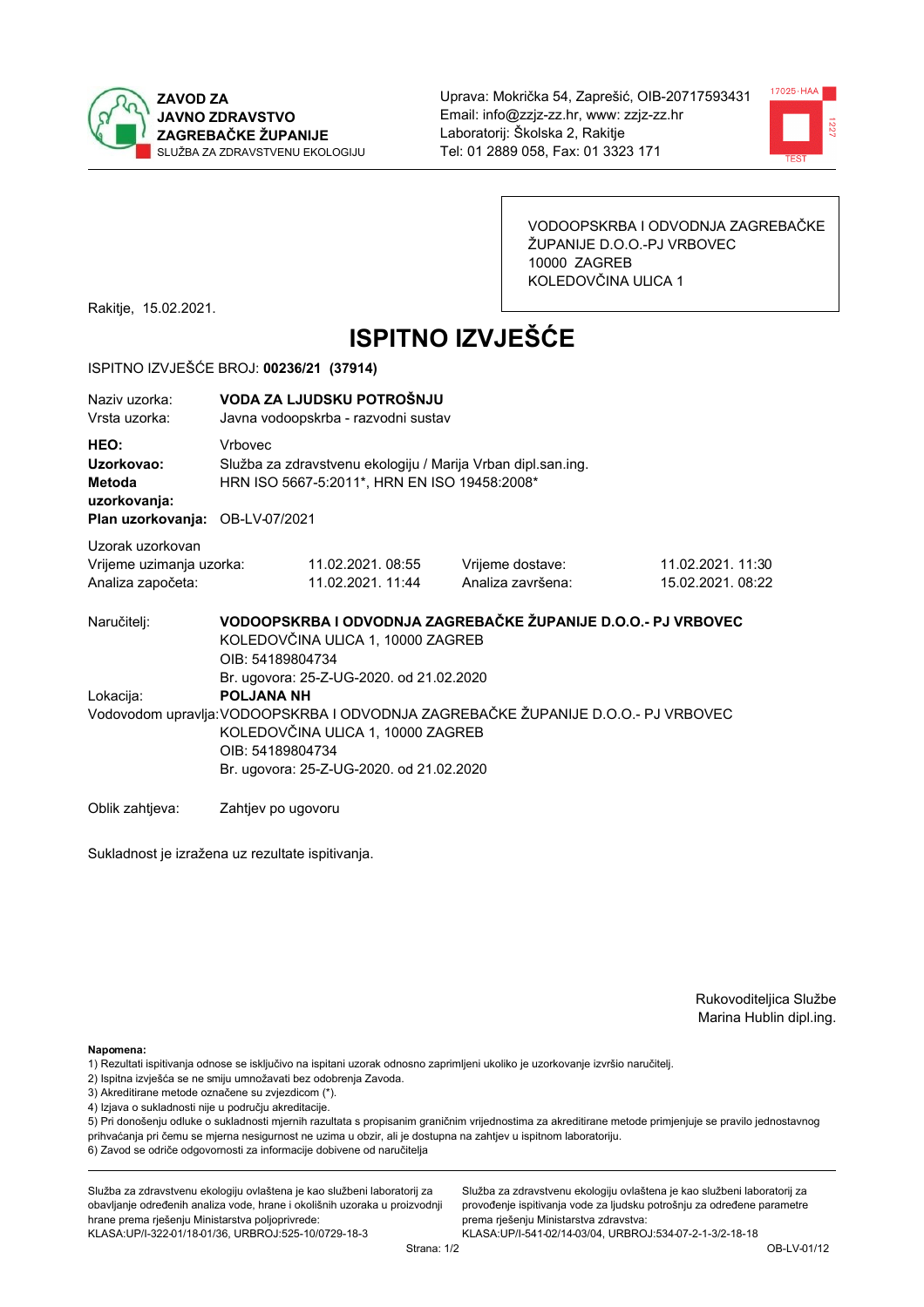**ZAVOD ZA JAVNO ZDRAVSTVO ZAGREBAČKE ŽUPANIJE**
SLUŽBA ZA ZDRAVSTVENU EKOLOGIJU

Uprava: Mokrička 54, Zaprešić, OIB-20717593431
Email: info@zzjz-zz.hr, www: zzjz-zz.hr
Laboratorij: Školska 2, Rakitje
Tel: 01 2889 058, Fax: 01 3323 171

VODOOPSKRBA I ODVODNJA ZAGREBAČKE ŽUPANIJE D.O.O.-PJ VRBOVEC
10000 ZAGREB
KOLEDOVČINA ULICA 1

Rakitje, 15.02.2021.

# ISPITNO IZVJEŠĆE

ISPITNO IZVJEŠĆE BROJ: **00236/21 (37914)**

| | |
|---|---|
| Naziv uzorka: | **VODA ZA LJUDSKU POTROŠNJU** |
| Vrsta uzorka: | Javna vodoopskrba - razvodni sustav |
| **HEO:** | Vrbovec |
| **Uzorkovao:** | Služba za zdravstvenu ekologiju / Marija Vrban dipl.san.ing. |
| **Metoda uzorkovanja:** | HRN ISO 5667-5:2011\*, HRN EN ISO 19458:2008\* |
| **Plan uzorkovanja:** | OB-LV-07/2021 |

Uzorak uzorkovan

| | | | |
|---|---|---|---|
| Vrijeme uzimanja uzorka: | 11.02.2021. 08:55 | Vrijeme dostave: | 11.02.2021. 11:30 |
| Analiza započeta: | 11.02.2021. 11:44 | Analiza završena: | 15.02.2021. 08:22 |

Naručitelj: **VODOOPSKRBA I ODVODNJA ZAGREBAČKE ŽUPANIJE D.O.O.- PJ VRBOVEC**
KOLEDOVČINA ULICA 1, 10000 ZAGREB
OIB: 54189804734
Br. ugovora: 25-Z-UG-2020. od 21.02.2020

Lokacija: **POLJANA NH**

Vodovodom upravlja: VODOOPSKRBA I ODVODNJA ZAGREBAČKE ŽUPANIJE D.O.O.- PJ VRBOVEC
KOLEDOVČINA ULICA 1, 10000 ZAGREB
OIB: 54189804734
Br. ugovora: 25-Z-UG-2020. od 21.02.2020

Oblik zahtjeva: Zahtjev po ugovoru

Sukladnost je izražena uz rezultate ispitivanja.

Rukovoditeljica Službe
Marina Hublin dipl.ing.

**Napomena:**
1) Rezultati ispitivanja odnose se isključivo na ispitani uzorak odnosno zaprimljeni ukoliko je uzorkovanje izvršio naručitelj.
2) Ispitna izvješća se ne smiju umnožavati bez odobrenja Zavoda.
3) Akreditirane metode označene su zvjezdicom (*).
4) Izjava o sukladnosti nije u području akreditacije.
5) Pri donošenju odluke o sukladnosti mjernih rezultata s propisanim graničnim vrijednostima za akreditirane metode primjenjuje se pravilo jednostavnog prihvaćanja pri čemu se mjerna nesigurnost ne uzima u obzir, ali je dostupna na zahtjev u ispitnom laboratoriju.
6) Zavod se odriče odgovornosti za informacije dobivene od naručitelja

Služba za zdravstvenu ekologiju ovlaštena je kao službeni laboratorij za obavljanje određenih analiza vode, hrane i okolišnih uzoraka u proizvodnji hrane prema rješenju Ministarstva poljoprivrede: KLASA:UP/I-322-01/18-01/36, URBROJ:525-10/0729-18-3

Služba za zdravstvenu ekologiju ovlaštena je kao službeni laboratorij za provođenje ispitivanja vode za ljudsku potrošnju za određene parametre prema rješenju Ministarstva zdravstva: KLASA:UP/I-541-02/14-03/04, URBROJ:534-07-2-1-3/2-18-18

OB-LV-01/12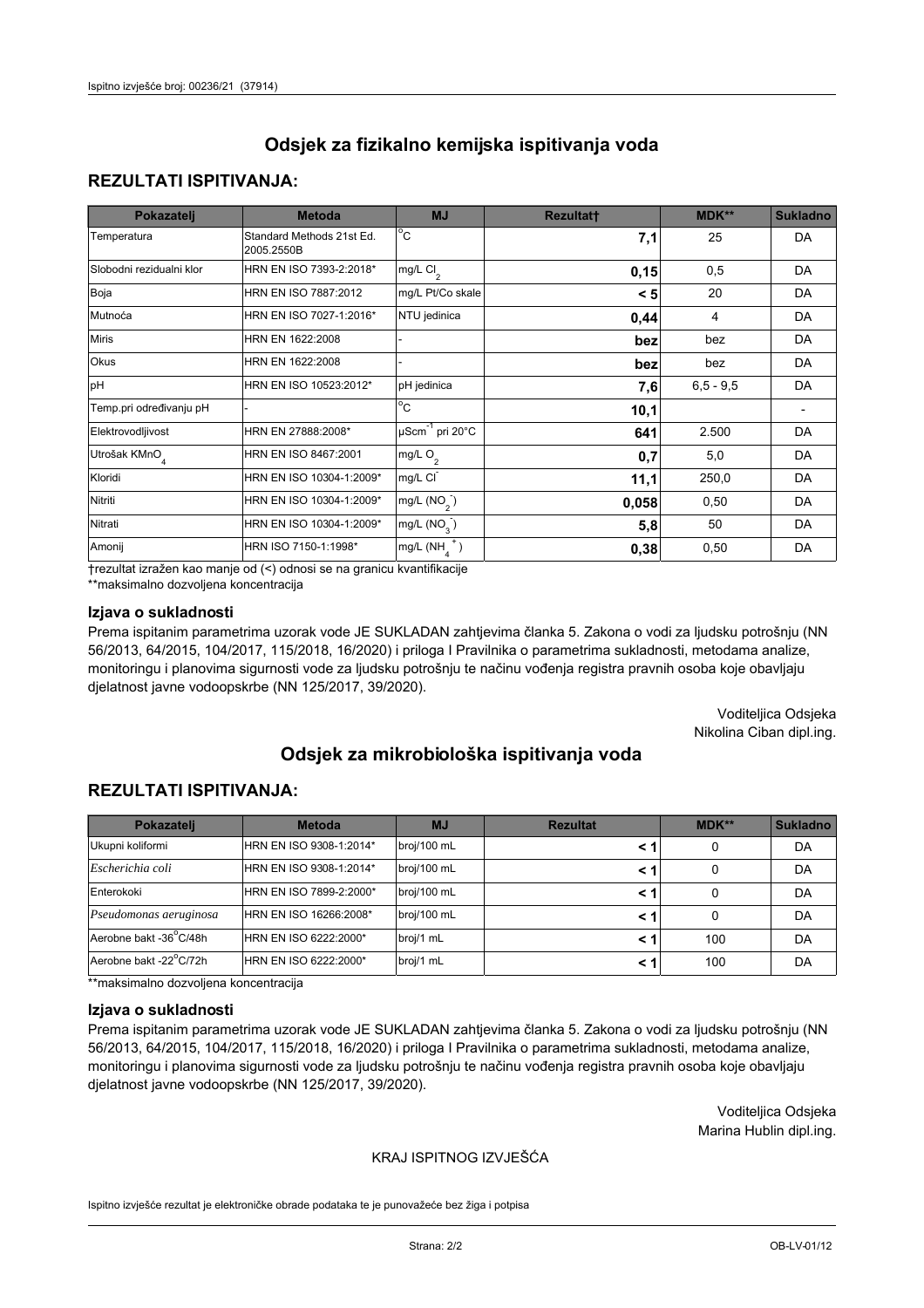## Odsjek za fizikalno kemijska ispitivanja voda

### REZULTATI ISPITIVANJA:

| Pokazatelj | Metoda | MJ | Rezultat† | MDK** | Sukladno |
|---|---|---|---|---|---|
| Temperatura | Standard Methods 21st Ed. 2005.2550B | °C | **7,1** | 25 | DA |
| Slobodni rezidualni klor | HRN EN ISO 7393-2:2018* | mg/L $Cl_2$ | **0,15** | 0,5 | DA |
| Boja | HRN EN ISO 7887:2012 | mg/L Pt/Co skale | **< 5** | 20 | DA |
| Mutnoća | HRN EN ISO 7027-1:2016* | NTU jedinica | **0,44** | 4 | DA |
| Miris | HRN EN 1622:2008 | - | **bez** | bez | DA |
| Okus | HRN EN 1622:2008 | - | **bez** | bez | DA |
| pH | HRN EN ISO 10523:2012* | pH jedinica | **7,6** | 6,5 - 9,5 | DA |
| Temp.pri određivanju pH | - | °C | **10,1** | | - |
| Elektrovodljivost | HRN EN 27888:2008* | $\mu Scm^{-1}$ pri 20°C | **641** | 2.500 | DA |
| Utrošak $KMnO_4$ | HRN EN ISO 8467:2001 | mg/L $O_2$ | **0,7** | 5,0 | DA |
| Kloridi | HRN EN ISO 10304-1:2009* | mg/L $Cl^-$ | **11,1** | 250,0 | DA |
| Nitriti | HRN EN ISO 10304-1:2009* | mg/L $(NO_2^-)$ | **0,058** | 0,50 | DA |
| Nitrati | HRN EN ISO 10304-1:2009* | mg/L $(NO_3^-)$ | **5,8** | 50 | DA |
| Amonij | HRN ISO 7150-1:1998* | mg/L $(NH_4^+)$ | **0,38** | 0,50 | DA |

†rezultat izražen kao manje od (<) odnosi se na granicu kvantifikacije
**maksimalno dozvoljena koncentracija

#### Izjava o sukladnosti

Prema ispitanim parametrima uzorak vode JE SUKLADAN zahtjevima članka 5. Zakona o vodi za ljudsku potrošnju (NN 56/2013, 64/2015, 104/2017, 115/2018, 16/2020) i priloga I Pravilnika o parametrima sukladnosti, metodama analize, monitoringu i planovima sigurnosti vode za ljudsku potrošnju te načinu vođenja registra pravnih osoba koje obavljaju djelatnost javne vodoopskrbe (NN 125/2017, 39/2020).

Voditeljica Odsjeka
Nikolina Ciban dipl.ing.

## Odsjek za mikrobiološka ispitivanja voda

### REZULTATI ISPITIVANJA:

| Pokazatelj | Metoda | MJ | Rezultat | MDK** | Sukladno |
|---|---|---|---|---|---|
| Ukupni koliformi | HRN EN ISO 9308-1:2014* | broj/100 mL | **< 1** | 0 | DA |
| *Escherichia coli* | HRN EN ISO 9308-1:2014* | broj/100 mL | **< 1** | 0 | DA |
| Enterokoki | HRN EN ISO 7899-2:2000* | broj/100 mL | **< 1** | 0 | DA |
| *Pseudomonas aeruginosa* | HRN EN ISO 16266:2008* | broj/100 mL | **< 1** | 0 | DA |
| Aerobne bakt -36°C/48h | HRN EN ISO 6222:2000* | broj/1 mL | **< 1** | 100 | DA |
| Aerobne bakt -22°C/72h | HRN EN ISO 6222:2000* | broj/1 mL | **< 1** | 100 | DA |

**maksimalno dozvoljena koncentracija

#### Izjava o sukladnosti

Prema ispitanim parametrima uzorak vode JE SUKLADAN zahtjevima članka 5. Zakona o vodi za ljudsku potrošnju (NN 56/2013, 64/2015, 104/2017, 115/2018, 16/2020) i priloga I Pravilnika o parametrima sukladnosti, metodama analize, monitoringu i planovima sigurnosti vode za ljudsku potrošnju te načinu vođenja registra pravnih osoba koje obavljaju djelatnost javne vodoopskrbe (NN 125/2017, 39/2020).

Voditeljica Odsjeka
Marina Hublin dipl.ing.

KRAJ ISPITNOG IZVJEŠĆA

Ispitno izvješće rezultat je elektroničke obrade podataka te je punovažeće bez žiga i potpisa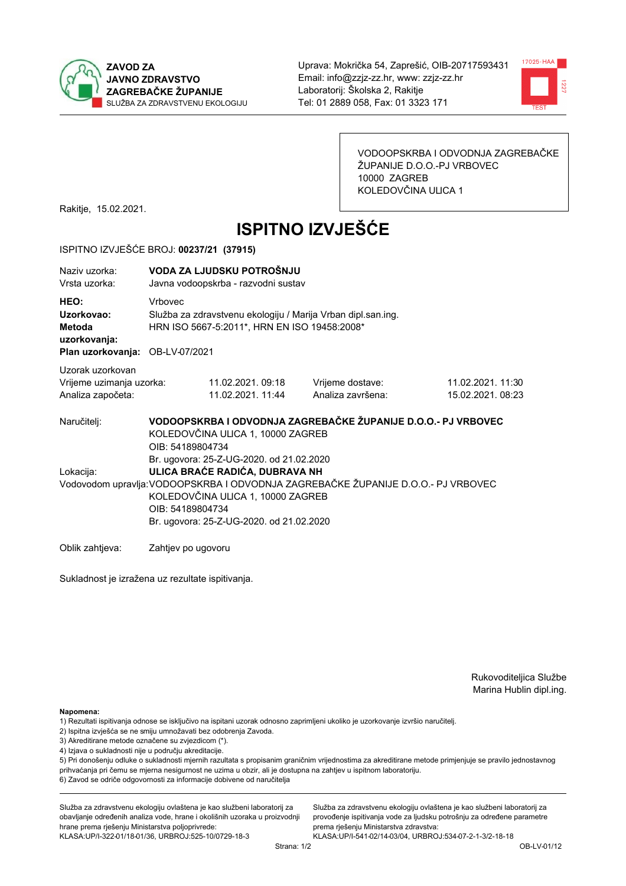ZAVOD ZA JAVNO ZDRAVSTVO ZAGREBAČKE ŽUPANIJE
SLUŽBA ZA ZDRAVSTVENU EKOLOGIJU

Uprava: Mokrička 54, Zaprešić, OIB-20717593431
Email: info@zzjz-zz.hr, www: zzjz-zz.hr
Laboratorij: Školska 2, Rakitje
Tel: 01 2889 058, Fax: 01 3323 171

VODOOPSKRBA I ODVODNJA ZAGREBAČKE ŽUPANIJE D.O.O.-PJ VRBOVEC
10000 ZAGREB
KOLEDOVČINA ULICA 1

Rakitje, 15.02.2021.

# ISPITNO IZVJEŠĆE

ISPITNO IZVJEŠĆE BROJ: **00237/21 (37915)**

Naziv uzorka: **VODA ZA LJUDSKU POTROŠNJU**
Vrsta uzorka: Javna vodoopskrba - razvodni sustav

**HEO:** Vrbovec
**Uzorkovao:** Služba za zdravstvenu ekologiju / Marija Vrban dipl.san.ing.
**Metoda uzorkovanja:** HRN ISO 5667-5:2011*, HRN EN ISO 19458:2008*
**Plan uzorkovanja:** OB-LV-07/2021

Uzorak uzorkovan

| | | | |
|---|---|---|---|
| Vrijeme uzimanja uzorka: | 11.02.2021. 09:18 | Vrijeme dostave: | 11.02.2021. 11:30 |
| Analiza započeta: | 11.02.2021. 11:44 | Analiza završena: | 15.02.2021. 08:23 |

Naručitelj: **VODOOPSKRBA I ODVODNJA ZAGREBAČKE ŽUPANIJE D.O.O.- PJ VRBOVEC**
KOLEDOVČINA ULICA 1, 10000 ZAGREB
OIB: 54189804734
Br. ugovora: 25-Z-UG-2020. od 21.02.2020

Lokacija: **ULICA BRAĆE RADIĆA, DUBRAVA NH**

Vodovodom upravlja: VODOOPSKRBA I ODVODNJA ZAGREBAČKE ŽUPANIJE D.O.O.- PJ VRBOVEC
KOLEDOVČINA ULICA 1, 10000 ZAGREB
OIB: 54189804734
Br. ugovora: 25-Z-UG-2020. od 21.02.2020

Oblik zahtjeva: Zahtjev po ugovoru

Sukladnost je izražena uz rezultate ispitivanja.

Rukoviditeljica Službe
Marina Hublin dipl.ing.

**Napomena:**
1) Rezultati ispitivanja odnose se isključivo na ispitani uzorak odnosno zaprimljeni ukoliko je uzorkovanje izvršio naručitelj.
2) Ispitna izvješća se ne smiju umnožavati bez odobrenja Zavoda.
3) Akreditirane metode označene su zvjezdicom (*).
4) Izjava o sukladnosti nije u području akreditacije.
5) Pri donošenju odluke o sukladnosti mjernih razultata s propisanim graničnim vrijednostima za akreditirane metode primjenjuje se pravilo jednostavnog prihvaćanja pri čemu se mjerna nesigurnost ne uzima u obzir, ali je dostupna na zahtjev u ispitnom laboratoriju.
6) Zavod se odriče odgovornosti za informacije dobivene od naručitelja

Služba za zdravstvenu ekologiju ovlaštena je kao službeni laboratorij za obavljanje određenih analiza vode, hrane i okolišnih uzoraka u proizvodnji hrane prema rješenju Ministarstva poljoprivrede:
KLASA:UP/I-322-01/18-01/36, URBROJ:525-10/0729-18-3

Služba za zdravstvenu ekologiju ovlaštena je kao službeni laboratorij za provođenje ispitivanja vode za ljudsku potrošnju za određene parametre prema rješenju Ministarstva zdravstva:
KLASA:UP/I-541-02/14-03/04, URBROJ:534-07-2-1-3/2-18-18

OB-LV-01/12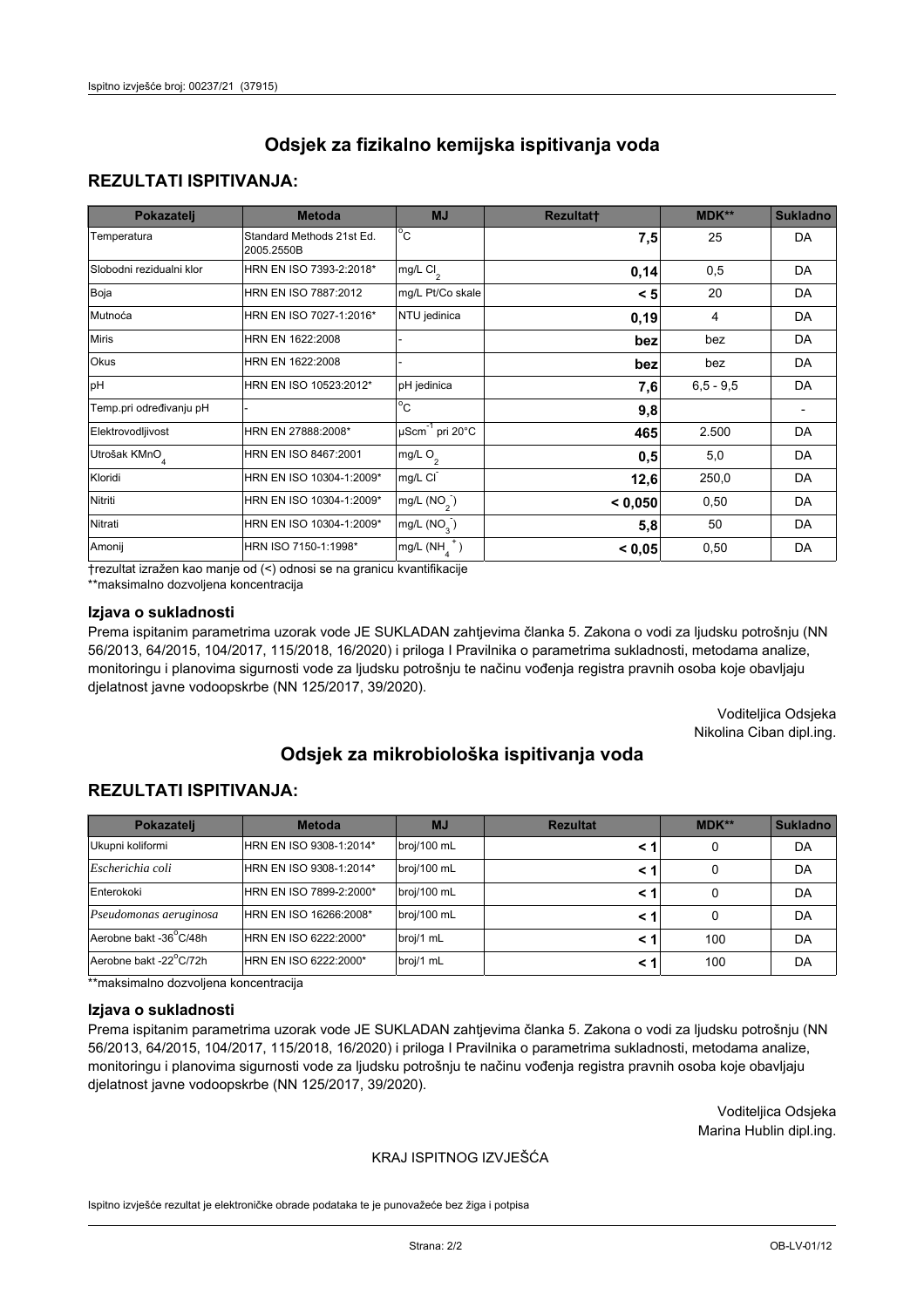# Odsjek za fizikalno kemijska ispitivanja voda

## REZULTATI ISPITIVANJA:

| Pokazatelj | Metoda | MJ | Rezultat† | MDK** | Sukladno |
|---|---|---|---|---|---|
| Temperatura | Standard Methods 21st Ed. 2005.2550B | °C | **7,5** | 25 | DA |
| Slobodni rezidualni klor | HRN EN ISO 7393-2:2018* | mg/L $Cl_2$ | **0,14** | 0,5 | DA |
| Boja | HRN EN ISO 7887:2012 | mg/L Pt/Co skale | **< 5** | 20 | DA |
| Mutnoća | HRN EN ISO 7027-1:2016* | NTU jedinica | **0,19** | 4 | DA |
| Miris | HRN EN 1622:2008 | - | **bez** | bez | DA |
| Okus | HRN EN 1622:2008 | - | **bez** | bez | DA |
| pH | HRN EN ISO 10523:2012* | pH jedinica | **7,6** | 6,5 - 9,5 | DA |
| Temp.pri određivanju pH | - | °C | **9,8** | | - |
| Elektrovodljivost | HRN EN 27888:2008* | $\mu Scm^{-1}$ pri 20°C | **465** | 2.500 | DA |
| Utrošak $KMnO_4$ | HRN EN ISO 8467:2001 | mg/L $O_2$ | **0,5** | 5,0 | DA |
| Kloridi | HRN EN ISO 10304-1:2009* | mg/L $Cl^-$ | **12,6** | 250,0 | DA |
| Nitriti | HRN EN ISO 10304-1:2009* | mg/L $(NO_2^-)$ | **< 0,050** | 0,50 | DA |
| Nitrati | HRN EN ISO 10304-1:2009* | mg/L $(NO_3^-)$ | **5,8** | 50 | DA |
| Amonij | HRN ISO 7150-1:1998* | mg/L $(NH_4^+)$ | **< 0,05** | 0,50 | DA |

†rezultat izražen kao manje od (<) odnosi se na granicu kvantifikacije

**maksimalno dozvoljena koncentracija

### Izjava o sukladnosti

Prema ispitanim parametrima uzorak vode JE SUKLADAN zahtjevima članka 5. Zakona o vodi za ljudsku potrošnju (NN 56/2013, 64/2015, 104/2017, 115/2018, 16/2020) i priloga I Pravilnika o parametrima sukladnosti, metodama analize, monitoringu i planovima sigurnosti vode za ljudsku potrošnju te načinu vođenja registra pravnih osoba koje obavljaju djelatnost javne vodoopskrbe (NN 125/2017, 39/2020).

Voditeljica Odsjeka
Nikolina Ciban dipl.ing.

# Odsjek za mikrobiološka ispitivanja voda

## REZULTATI ISPITIVANJA:

| Pokazatelj | Metoda | MJ | Rezultat | MDK** | Sukladno |
|---|---|---|---|---|---|
| Ukupni koliformi | HRN EN ISO 9308-1:2014* | broj/100 mL | **< 1** | 0 | DA |
| *Escherichia coli* | HRN EN ISO 9308-1:2014* | broj/100 mL | **< 1** | 0 | DA |
| Enterokoki | HRN EN ISO 7899-2:2000* | broj/100 mL | **< 1** | 0 | DA |
| *Pseudomonas aeruginosa* | HRN EN ISO 16266:2008* | broj/100 mL | **< 1** | 0 | DA |
| Aerobne bakt -36°C/48h | HRN EN ISO 6222:2000* | broj/1 mL | **< 1** | 100 | DA |
| Aerobne bakt -22°C/72h | HRN EN ISO 6222:2000* | broj/1 mL | **< 1** | 100 | DA |

**maksimalno dozvoljena koncentracija

### Izjava o sukladnosti

Prema ispitanim parametrima uzorak vode JE SUKLADAN zahtjevima članka 5. Zakona o vodi za ljudsku potrošnju (NN 56/2013, 64/2015, 104/2017, 115/2018, 16/2020) i priloga I Pravilnika o parametrima sukladnosti, metodama analize, monitoringu i planovima sigurnosti vode za ljudsku potrošnju te načinu vođenja registra pravnih osoba koje obavljaju djelatnost javne vodoopskrbe (NN 125/2017, 39/2020).

Voditeljica Odsjeka
Marina Hublin dipl.ing.

KRAJ ISPITNOG IZVJEŠĆA

Ispitno izvješće rezultat je elektroničke obrade podataka te je punovažeće bez žiga i potpisa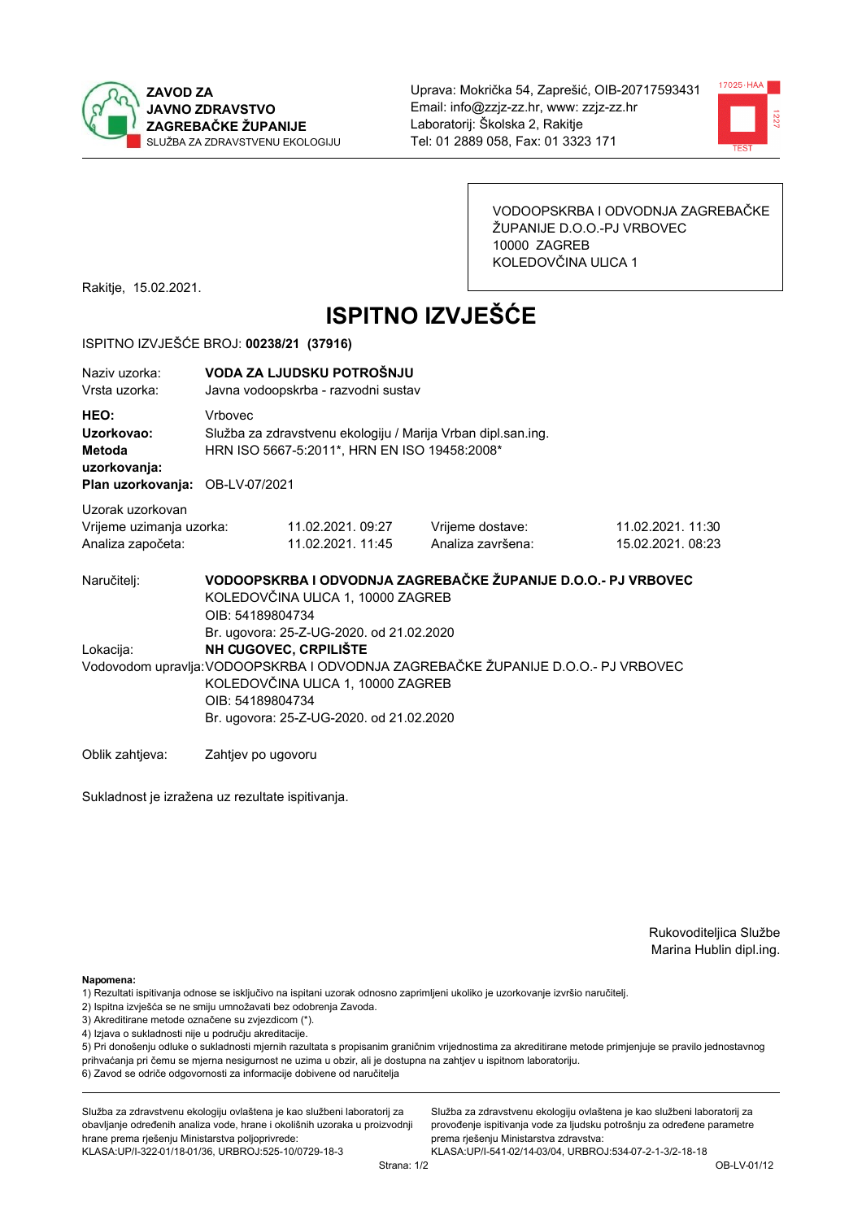ZAVOD ZA JAVNO ZDRAVSTVO ZAGREBAČKE ŽUPANIJE
SLUŽBA ZA ZDRAVSTVENU EKOLOGIJU

Uprava: Mokrička 54, Zaprešić, OIB-20717593431
Email: info@zzjz-zz.hr, www: zzjz-zz.hr
Laboratorij: Školska 2, Rakitje
Tel: 01 2889 058, Fax: 01 3323 171

VODOOPSKRBA I ODVODNJA ZAGREBAČKE ŽUPANIJE D.O.O.-PJ VRBOVEC
10000 ZAGREB
KOLEDOVČINA ULICA 1

Rakitje, 15.02.2021.

# ISPITNO IZVJEŠĆE

ISPITNO IZVJEŠĆE BROJ: **00238/21 (37916)**

| | |
|---|---|
| Naziv uzorka: | **VODA ZA LJUDSKU POTROŠNJU** |
| Vrsta uzorka: | Javna vodoopskrba - razvodni sustav |
| **HEO:** | Vrbovec |
| **Uzorkovao:** | Služba za zdravstvenu ekologiju / Marija Vrban dipl.san.ing. |
| **Metoda uzorkovanja:** | HRN ISO 5667-5:2011*, HRN EN ISO 19458:2008* |
| **Plan uzorkovanja:** | OB-LV-07/2021 |

Uzorak uzorkovan

| | | | |
|---|---|---|---|
| Vrijeme uzimanja uzorka: | 11.02.2021. 09:27 | Vrijeme dostave: | 11.02.2021. 11:30 |
| Analiza započeta: | 11.02.2021. 11:45 | Analiza završena: | 15.02.2021. 08:23 |

Naručitelj: **VODOOPSKRBA I ODVODNJA ZAGREBAČKE ŽUPANIJE D.O.O.- PJ VRBOVEC**
KOLEDOVČINA ULICA 1, 10000 ZAGREB
OIB: 54189804734
Br. ugovora: 25-Z-UG-2020. od 21.02.2020

Lokacija: **NH CUGOVEC, CRPILIŠTE**

Vodovodom upravlja: VODOOPSKRBA I ODVODNJA ZAGREBAČKE ŽUPANIJE D.O.O.- PJ VRBOVEC
KOLEDOVČINA ULICA 1, 10000 ZAGREB
OIB: 54189804734
Br. ugovora: 25-Z-UG-2020. od 21.02.2020

Oblik zahtjeva: Zahtjev po ugovoru

Sukladnost je izražena uz rezultate ispitivanja.

Rukovoditeljica Službe
Marina Hublin dipl.ing.

**Napomena:**
1) Rezultati ispitivanja odnose se isključivo na ispitani uzorak odnosno zaprimljeni ukoliko je uzorkovanje izvršio naručitelj.
2) Ispitna izvješća se ne smiju umnožavati bez odobrenja Zavoda.
3) Akreditirane metode označene su zvjezdicom (*).
4) Izjava o sukladnosti nije u području akreditacije.
5) Pri donošenju odluke o sukladnosti mjernih razultata s propisanim graničnim vrijednostima za akreditirane metode primjenjuje se pravilo jednostavnog prihvaćanja pri čemu se mjerna nesigurnost ne uzima u obzir, ali je dostupna na zahtjev u ispitnom laboratoriju.
6) Zavod se odriče odgovornosti za informacije dobivene od naručitelja

Služba za zdravstvenu ekologiju ovlaštena je kao službeni laboratorij za obavljanje određenih analiza vode, hrane i okolišnih uzoraka u proizvodnji hrane prema rješenju Ministarstva poljoprivrede:
KLASA:UP/I-322-01/18-01/36, URBROJ:525-10/0729-18-3

Služba za zdravstvenu ekologiju ovlaštena je kao službeni laboratorij za provođenje ispitivanja vode za ljudsku potrošnju za određene parametre prema rješenju Ministarstva zdravstva:
KLASA:UP/I-541-02/14-03/04, URBROJ:534-07-2-1-3/2-18-18

OB-LV-01/12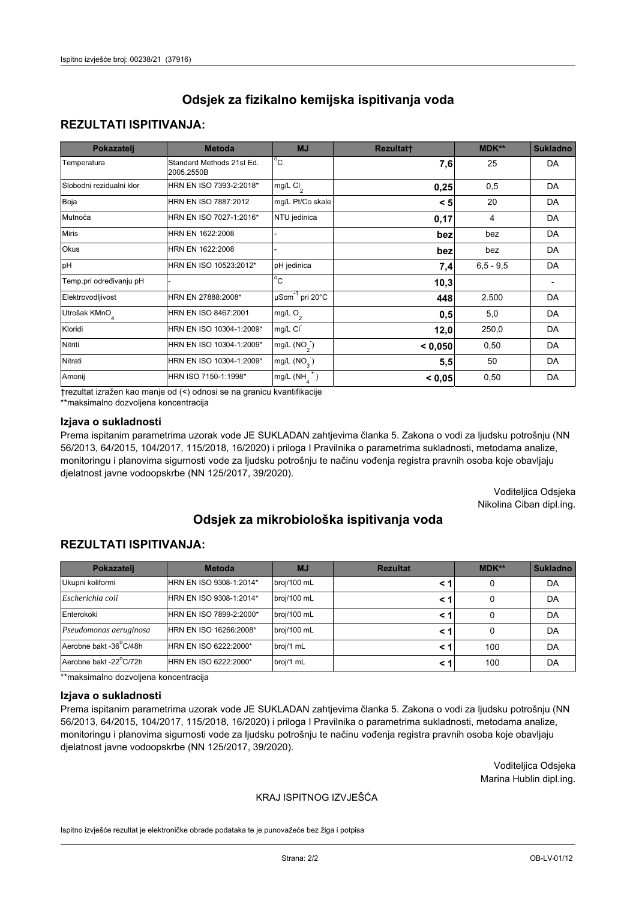# Odsjek za fizikalno kemijska ispitivanja voda

## REZULTATI ISPITIVANJA:

| Pokazatelj | Metoda | MJ | Rezultat† | MDK** | Sukladno |
|---|---|---|---|---|---|
| Temperatura | Standard Methods 21st Ed. 2005.2550B | °C | **7,6** | 25 | DA |
| Slobodni rezidualni klor | HRN EN ISO 7393-2:2018* | mg/L $Cl_2$ | **0,25** | 0,5 | DA |
| Boja | HRN EN ISO 7887:2012 | mg/L Pt/Co skale | **< 5** | 20 | DA |
| Mutnoća | HRN EN ISO 7027-1:2016* | NTU jedinica | **0,17** | 4 | DA |
| Miris | HRN EN 1622:2008 | - | **bez** | bez | DA |
| Okus | HRN EN 1622:2008 | - | **bez** | bez | DA |
| pH | HRN EN ISO 10523:2012* | pH jedinica | **7,4** | 6,5 - 9,5 | DA |
| Temp.pri određivanju pH | - | °C | **10,3** | | - |
| Elektrovodljivost | HRN EN 27888:2008* | $\mu Scm^{-1}$ pri 20°C | **448** | 2.500 | DA |
| Utrošak $KMnO_4$ | HRN EN ISO 8467:2001 | mg/L $O_2$ | **0,5** | 5,0 | DA |
| Kloridi | HRN EN ISO 10304-1:2009* | mg/L $Cl^-$ | **12,0** | 250,0 | DA |
| Nitriti | HRN EN ISO 10304-1:2009* | mg/L ($NO_2^-$) | **< 0,050** | 0,50 | DA |
| Nitrati | HRN EN ISO 10304-1:2009* | mg/L ($NO_3^-$) | **5,5** | 50 | DA |
| Amonij | HRN ISO 7150-1:1998* | mg/L ($NH_4^+$) | **< 0,05** | 0,50 | DA |

†rezultat izražen kao manje od (<) odnosi se na granicu kvantifikacije

**maksimalno dozvoljena koncentracija

### Izjava o sukladnosti

Prema ispitanim parametrima uzorak vode JE SUKLADAN zahtjevima članka 5. Zakona o vodi za ljudsku potrošnju (NN 56/2013, 64/2015, 104/2017, 115/2018, 16/2020) i priloga I Pravilnika o parametrima sukladnosti, metodama analize, monitoringu i planovima sigurnosti vode za ljudsku potrošnju te načinu vođenja registra pravnih osoba koje obavljaju djelatnost javne vodoopskrbe (NN 125/2017, 39/2020).

Voditeljica Odsjeka
Nikolina Ciban dipl.ing.

# Odsjek za mikrobiološka ispitivanja voda

## REZULTATI ISPITIVANJA:

| Pokazatelj | Metoda | MJ | Rezultat | MDK** | Sukladno |
|---|---|---|---|---|---|
| Ukupni koliformi | HRN EN ISO 9308-1:2014* | broj/100 mL | **< 1** | 0 | DA |
| *Escherichia coli* | HRN EN ISO 9308-1:2014* | broj/100 mL | **< 1** | 0 | DA |
| Enterokoki | HRN EN ISO 7899-2:2000* | broj/100 mL | **< 1** | 0 | DA |
| *Pseudomonas aeruginosa* | HRN EN ISO 16266:2008* | broj/100 mL | **< 1** | 0 | DA |
| Aerobne bakt -36°C/48h | HRN EN ISO 6222:2000* | broj/1 mL | **< 1** | 100 | DA |
| Aerobne bakt -22°C/72h | HRN EN ISO 6222:2000* | broj/1 mL | **< 1** | 100 | DA |

**maksimalno dozvoljena koncentracija

### Izjava o sukladnosti

Prema ispitanim parametrima uzorak vode JE SUKLADAN zahtjevima članka 5. Zakona o vodi za ljudsku potrošnju (NN 56/2013, 64/2015, 104/2017, 115/2018, 16/2020) i priloga I Pravilnika o parametrima sukladnosti, metodama analize, monitoringu i planovima sigurnosti vode za ljudsku potrošnju te načinu vođenja registra pravnih osoba koje obavljaju djelatnost javne vodoopskrbe (NN 125/2017, 39/2020).

Voditeljica Odsjeka
Marina Hublin dipl.ing.

KRAJ ISPITNOG IZVJEŠĆA

Ispitno izvješće rezultat je elektroničke obrade podataka te je punovažeće bez žiga i potpisa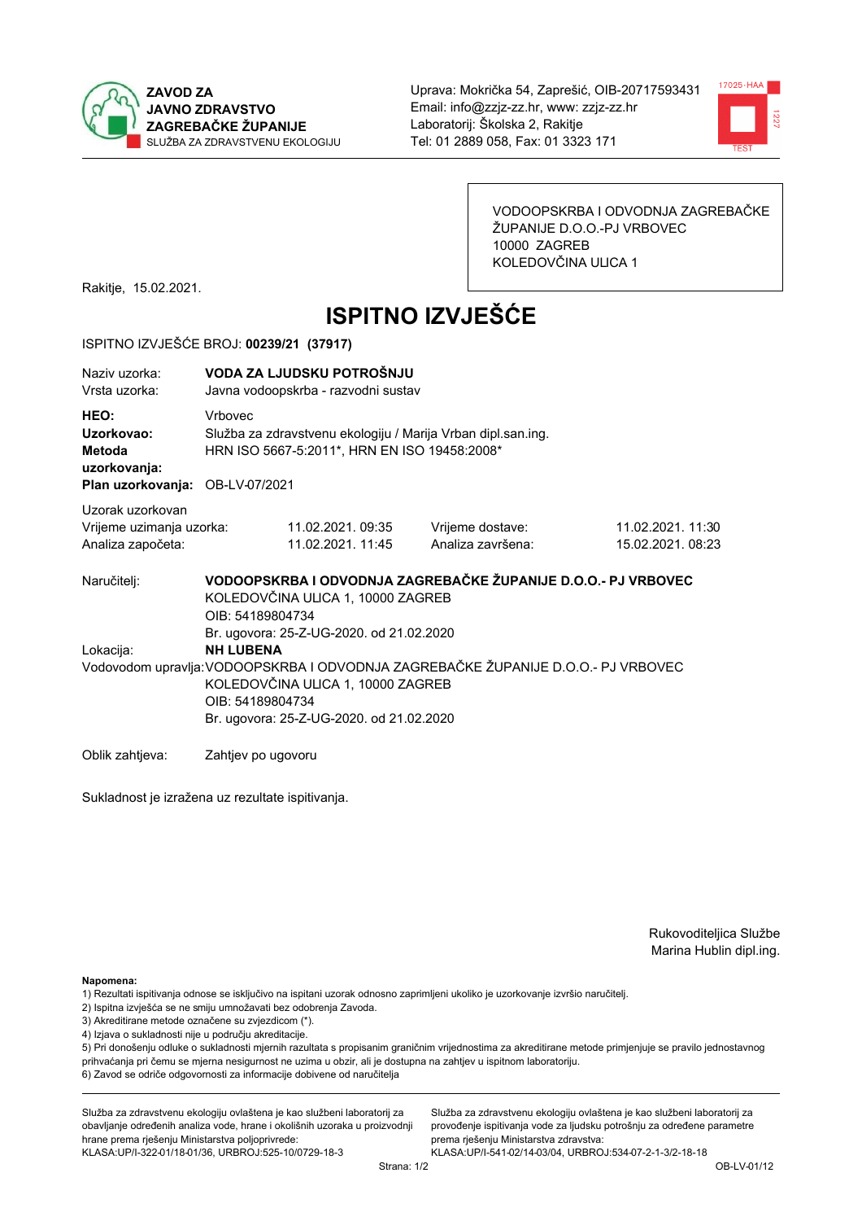**ZAVOD ZA JAVNO ZDRAVSTVO ZAGREBAČKE ŽUPANIJE**
SLUŽBA ZA ZDRAVSTVENU EKOLOGIJU

Uprava: Mokrička 54, Zaprešić, OIB-20717593431
Email: info@zzjz-zz.hr, www: zzjz-zz.hr
Laboratorij: Školska 2, Rakitje
Tel: 01 2889 058, Fax: 01 3323 171

VODOOPSKRBA I ODVODNJA ZAGREBAČKE ŽUPANIJE D.O.O.-PJ VRBOVEC
10000 ZAGREB
KOLEDOVČINA ULICA 1

Rakitje, 15.02.2021.

# ISPITNO IZVJEŠĆE

ISPITNO IZVJEŠĆE BROJ: **00239/21 (37917)**

Naziv uzorka: **VODA ZA LJUDSKU POTROŠNJU**
Vrsta uzorka: Javna vodoopskrba - razvodni sustav

**HEO:** Vrbovec
**Uzorkovao:** Služba za zdravstvenu ekologiju / Marija Vrban dipl.san.ing.
**Metoda uzorkovanja:** HRN ISO 5667-5:2011*, HRN EN ISO 19458:2008*
**Plan uzorkovanja:** OB-LV-07/2021

Uzorak uzorkovan

| | | | |
|---|---|---|---|
| Vrijeme uzimanja uzorka: | 11.02.2021. 09:35 | Vrijeme dostave: | 11.02.2021. 11:30 |
| Analiza započeta: | 11.02.2021. 11:45 | Analiza završena: | 15.02.2021. 08:23 |

Naručitelj: **VODOOPSKRBA I ODVODNJA ZAGREBAČKE ŽUPANIJE D.O.O.- PJ VRBOVEC**
KOLEDOVČINA ULICA 1, 10000 ZAGREB
OIB: 54189804734
Br. ugovora: 25-Z-UG-2020. od 21.02.2020

Lokacija: **NH LUBENA**

Vodovodom upravlja: VODOOPSKRBA I ODVODNJA ZAGREBAČKE ŽUPANIJE D.O.O.- PJ VRBOVEC
KOLEDOVČINA ULICA 1, 10000 ZAGREB
OIB: 54189804734
Br. ugovora: 25-Z-UG-2020. od 21.02.2020

Oblik zahtjeva: Zahtjev po ugovoru

Sukladnost je izražena uz rezultate ispitivanja.

Rukovoditeljica Službe
Marina Hublin dipl.ing.

**Napomena:**
1) Rezultati ispitivanja odnose se isključivo na ispitani uzorak odnosno zaprimljeni ukoliko je uzorkovanje izvršio naručitelj.
2) Ispitna izvješća se ne smiju umnožavati bez odobrenja Zavoda.
3) Akreditirane metode označene su zvjezdicom (*).
4) Izjava o sukladnosti nije u području akreditacije.
5) Pri donošenju odluke o sukladnosti mjernih razultata s propisanim graničnim vrijednostima za akreditirane metode primjenjuje se pravilo jednostavnog prihvaćanja pri čemu se mjerna nesigurnost ne uzima u obzir, ali je dostupna na zahtjev u ispitnom laboratoriju.
6) Zavod se odriče odgovornosti za informacije dobivene od naručitelja

Služba za zdravstvenu ekologiju ovlaštena je kao službeni laboratorij za obavljanje određenih analiza vode, hrane i okolišnih uzoraka u proizvodnji hrane prema rješenju Ministarstva poljoprivrede:
KLASA:UP/I-322-01/18-01/36, URBROJ:525-10/0729-18-3

Služba za zdravstvenu ekologiju ovlaštena je kao službeni laboratorij za provođenje ispitivanja vode za ljudsku potrošnju za određene parametre prema rješenju Ministarstva zdravstva:
KLASA:UP/I-541-02/14-03/04, URBROJ:534-07-2-1-3/2-18-18

OB-LV-01/12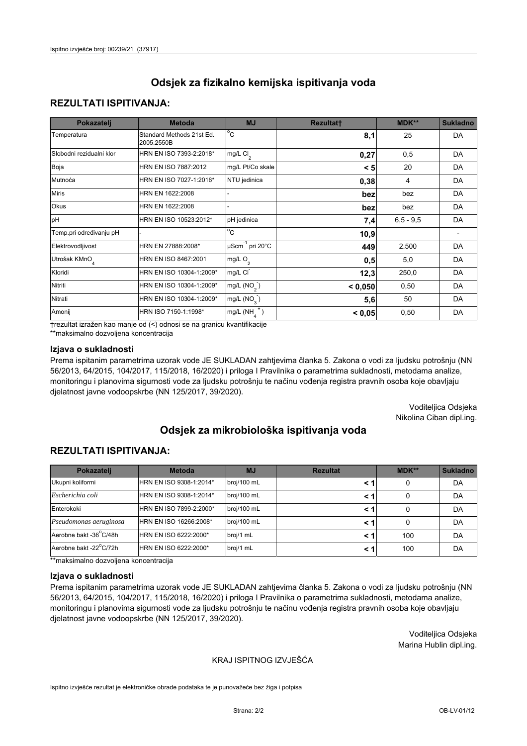Ispitno izvješće broj: 00239/21 (37917)

# Odsjek za fizikalno kemijska ispitivanja voda

## REZULTATI ISPITIVANJA:

| Pokazatelj | Metoda | MJ | Rezultat† | MDK** | Sukladno |
|---|---|---|---|---|---|
| Temperatura | Standard Methods 21st Ed. 2005.2550B | °C | **8,1** | 25 | DA |
| Slobodni rezidualni klor | HRN EN ISO 7393-2:2018* | mg/L $Cl_2$ | **0,27** | 0,5 | DA |
| Boja | HRN EN ISO 7887:2012 | mg/L Pt/Co skale | **< 5** | 20 | DA |
| Mutnoća | HRN EN ISO 7027-1:2016* | NTU jedinica | **0,38** | 4 | DA |
| Miris | HRN EN 1622:2008 | - | **bez** | bez | DA |
| Okus | HRN EN 1622:2008 | - | **bez** | bez | DA |
| pH | HRN EN ISO 10523:2012* | pH jedinica | **7,4** | 6,5 - 9,5 | DA |
| Temp.pri određivanju pH | - | °C | **10,9** | | - |
| Elektrovodljivost | HRN EN 27888:2008* | $\mu Scm^{-1}$ pri 20°C | **449** | 2.500 | DA |
| Utrošak $KMnO_4$ | HRN EN ISO 8467:2001 | mg/L $O_2$ | **0,5** | 5,0 | DA |
| Kloridi | HRN EN ISO 10304-1:2009* | mg/L $Cl^-$ | **12,3** | 250,0 | DA |
| Nitriti | HRN EN ISO 10304-1:2009* | mg/L $(NO_2^-)$ | **< 0,050** | 0,50 | DA |
| Nitrati | HRN EN ISO 10304-1:2009* | mg/L $(NO_3^-)$ | **5,6** | 50 | DA |
| Amonij | HRN ISO 7150-1:1998* | mg/L $(NH_4^+)$ | **< 0,05** | 0,50 | DA |

†rezultat izražen kao manje od (<) odnosi se na granicu kvantifikacije
**maksimalno dozvoljena koncentracija

### Izjava o sukladnosti

Prema ispitanim parametrima uzorak vode JE SUKLADAN zahtjevima članka 5. Zakona o vodi za ljudsku potrošnju (NN 56/2013, 64/2015, 104/2017, 115/2018, 16/2020) i priloga I Pravilnika o parametrima sukladnosti, metodama analize, monitoringu i planovima sigurnosti vode za ljudsku potrošnju te načinu vođenja registra pravnih osoba koje obavljaju djelatnost javne vodoopskrbe (NN 125/2017, 39/2020).

Voditeljica Odsjeka
Nikolina Ciban dipl.ing.

# Odsjek za mikrobiološka ispitivanja voda

## REZULTATI ISPITIVANJA:

| Pokazatelj | Metoda | MJ | Rezultat | MDK** | Sukladno |
|---|---|---|---|---|---|
| Ukupni koliformi | HRN EN ISO 9308-1:2014* | broj/100 mL | **< 1** | 0 | DA |
| *Escherichia coli* | HRN EN ISO 9308-1:2014* | broj/100 mL | **< 1** | 0 | DA |
| Enterokoki | HRN EN ISO 7899-2:2000* | broj/100 mL | **< 1** | 0 | DA |
| *Pseudomonas aeruginosa* | HRN EN 16266:2008* | broj/100 mL | **< 1** | 0 | DA |
| Aerobne bakt -36°C/48h | HRN EN ISO 6222:2000* | broj/1 mL | **< 1** | 100 | DA |
| Aerobne bakt -22°C/72h | HRN EN ISO 6222:2000* | broj/1 mL | **< 1** | 100 | DA |

**maksimalno dozvoljena koncentracija

### Izjava o sukladnosti

Prema ispitanim parametrima uzorak vode JE SUKLADAN zahtjevima članka 5. Zakona o vodi za ljudsku potrošnju (NN 56/2013, 64/2015, 104/2017, 115/2018, 16/2020) i priloga I Pravilnika o parametrima sukladnosti, metodama analize, monitoringu i planovima sigurnosti vode za ljudsku potrošnju te načinu vođenja registra pravnih osoba koje obavljaju djelatnost javne vodoopskrbe (NN 125/2017, 39/2020).

Voditeljica Odsjeka
Marina Hublin dipl.ing.

KRAJ ISPITNOG IZVJEŠĆA

Ispitno izvješće rezultat je elektroničke obrade podataka te je punovažeće bez žiga i potpisa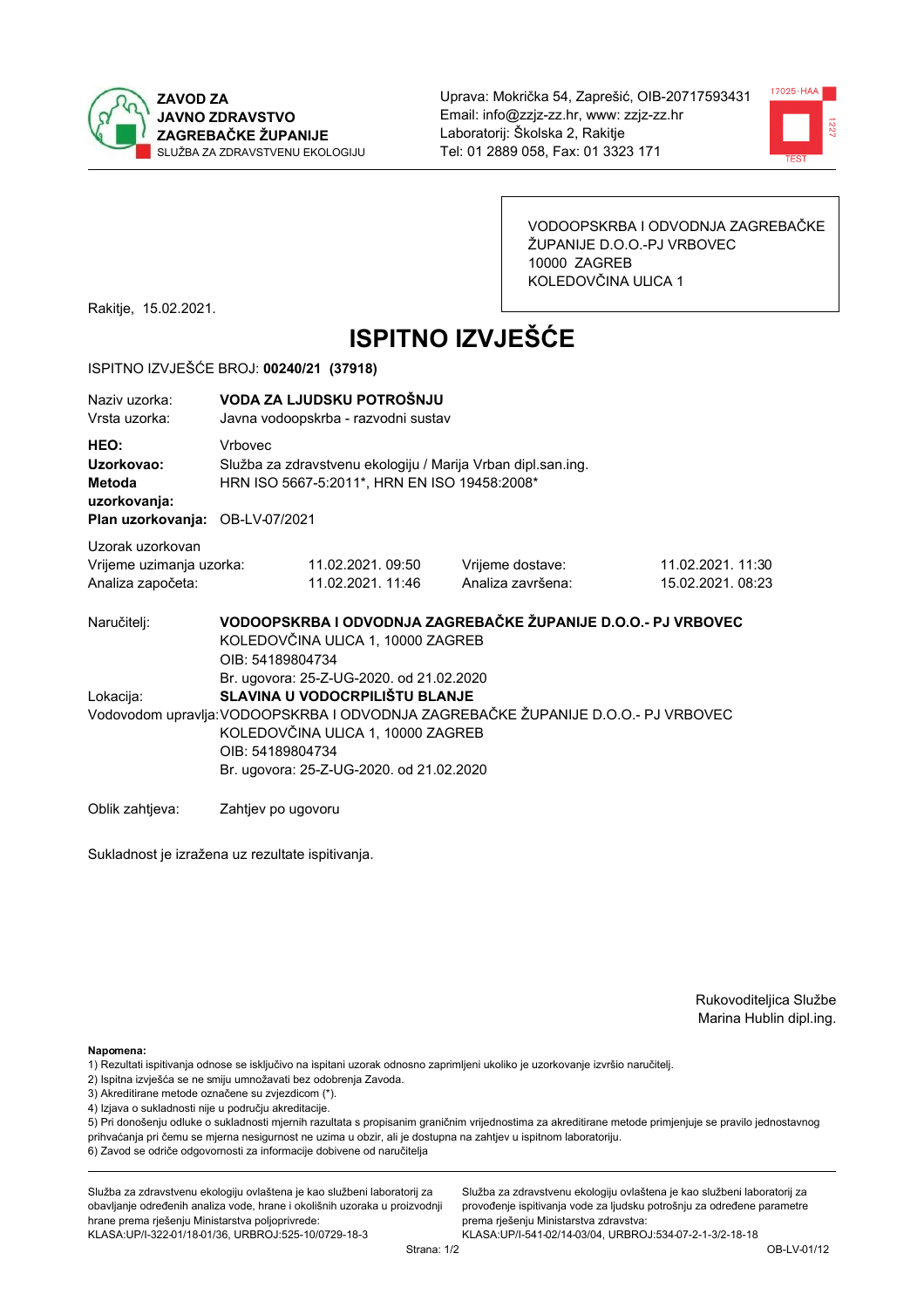**ZAVOD ZA JAVNO ZDRAVSTVO ZAGREBAČKE ŽUPANIJE**
SLUŽBA ZA ZDRAVSTVENU EKOLOGIJU

Uprava: Mokrička 54, Zaprešić, OIB-20717593431
Email: info@zzjz-zz.hr, www: zzjz-zz.hr
Laboratorij: Školska 2, Rakitje
Tel: 01 2889 058, Fax: 01 3323 171

VODOOPSKRBA I ODVODNJA ZAGREBAČKE ŽUPANIJE D.O.O.-PJ VRBOVEC
10000 ZAGREB
KOLEDOVČINA ULICA 1

Rakitje, 15.02.2021.

# ISPITNO IZVJEŠĆE

ISPITNO IZVJEŠĆE BROJ: **00240/21 (37918)**

Naziv uzorka: **VODA ZA LJUDSKU POTROŠNJU**
Vrsta uzorka: Javna vodoopskrba - razvodni sustav

**HEO:** Vrbovec
**Uzorkovao:** Služba za zdravstvenu ekologiju / Marija Vrban dipl.san.ing.
**Metoda uzorkovanja:** HRN ISO 5667-5:2011*, HRN EN ISO 19458:2008*
**Plan uzorkovanja:** OB-LV-07/2021

Uzorak uzorkovan

| | | | |
|---|---|---|---|
| Vrijeme uzimanja uzorka: | 11.02.2021. 09:50 | Vrijeme dostave: | 11.02.2021. 11:30 |
| Analiza započeta: | 11.02.2021. 11:46 | Analiza završena: | 15.02.2021. 08:23 |

Naručitelj: **VODOOPSKRBA I ODVODNJA ZAGREBAČKE ŽUPANIJE D.O.O.- PJ VRBOVEC**
KOLEDOVČINA ULICA 1, 10000 ZAGREB
OIB: 54189804734
Br. ugovora: 25-Z-UG-2020. od 21.02.2020

Lokacija: **SLAVINA U VODOCRPILIŠTU BLANJE**

Vodovodom upravlja: VODOOPSKRBA I ODVODNJA ZAGREBAČKE ŽUPANIJE D.O.O.- PJ VRBOVEC
KOLEDOVČINA ULICA 1, 10000 ZAGREB
OIB: 54189804734
Br. ugovora: 25-Z-UG-2020. od 21.02.2020

Oblik zahtjeva: Zahtjev po ugovoru

Sukladnost je izražena uz rezultate ispitivanja.

Rukovoditeljica Službe
Marina Hublin dipl.ing.

**Napomena:**
1) Rezultati ispitivanja odnose se isključivo na ispitani uzorak odnosno zaprimljeni ukoliko je uzorkovanje izvršio naručitelj.
2) Ispitna izvješća se ne smiju umnožavati bez odobrenja Zavoda.
3) Akreditirane metode označene su zvjezdicom (*).
4) Izjava o sukladnosti nije u području akreditacije.
5) Pri donošenju odluke o sukladnosti mjernih razultata s propisanim graničnim vrijednostima za akreditirane metode primjenjuje se pravilo jednostavnog prihvaćanja pri čemu se mjerna nesigurnost ne uzima u obzir, ali je dostupna na zahtjev u ispitnom laboratoriju.
6) Zavod se odriče odgovornosti za informacije dobivene od naručitelja

Služba za zdravstvenu ekologiju ovlaštena je kao službeni laboratorij za obavljanje određenih analiza vode, hrane i okolišnih uzoraka u proizvodnji hrane prema rješenju Ministarstva poljoprivrede:
KLASA:UP/I-322-01/18-01/36, URBROJ:525-10/0729-18-3

Služba za zdravstvenu ekologiju ovlaštena je kao službeni laboratorij za provođenje ispitivanja vode za ljudsku potrošnju za određene parametre prema rješenju Ministarstva zdravstva:
KLASA:UP/I-541-02/14-03/04, URBROJ:534-07-2-1-3/2-18-18

OB-LV-01/12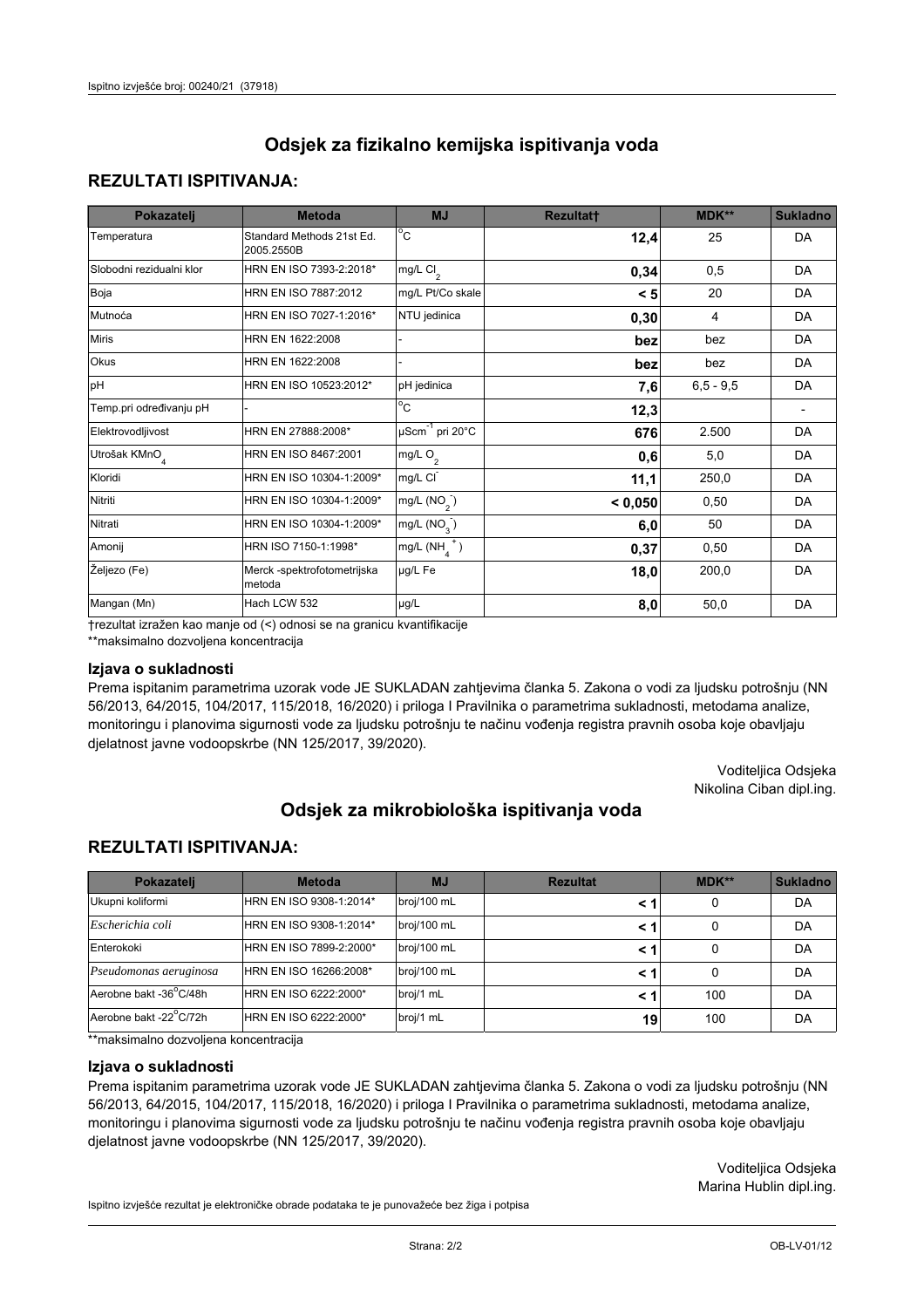# Odsjek za fizikalno kemijska ispitivanja voda

## REZULTATI ISPITIVANJA:

| Pokazatelj | Metoda | MJ | Rezultat† | MDK** | Sukladno |
|---|---|---|---|---|---|
| Temperatura | Standard Methods 21st Ed. 2005.2550B | °C | **12,4** | 25 | DA |
| Slobodni rezidualni klor | HRN EN ISO 7393-2:2018* | mg/L $Cl_2$ | **0,34** | 0,5 | DA |
| Boja | HRN EN ISO 7887:2012 | mg/L Pt/Co skale | **< 5** | 20 | DA |
| Mutnoća | HRN EN ISO 7027-1:2016* | NTU jedinica | **0,30** | 4 | DA |
| Miris | HRN EN 1622:2008 | - | **bez** | bez | DA |
| Okus | HRN EN 1622:2008 | - | **bez** | bez | DA |
| pH | HRN EN ISO 10523:2012* | pH jedinica | **7,6** | 6,5 - 9,5 | DA |
| Temp.pri određivanju pH | - | °C | **12,3** | | - |
| Elektrovodljivost | HRN EN 27888:2008* | $\mu Scm^{-1}$ pri 20°C | **676** | 2.500 | DA |
| Utrošak $KMnO_4$ | HRN EN ISO 8467:2001 | mg/L $O_2$ | **0,6** | 5,0 | DA |
| Kloridi | HRN EN ISO 10304-1:2009* | mg/L $Cl^-$ | **11,1** | 250,0 | DA |
| Nitriti | HRN EN ISO 10304-1:2009* | mg/L $(NO_2^-)$ | **< 0,050** | 0,50 | DA |
| Nitrati | HRN EN ISO 10304-1:2009* | mg/L $(NO_3^-)$ | **6,0** | 50 | DA |
| Amonij | HRN ISO 7150-1:1998* | mg/L $(NH_4^+)$ | **0,37** | 0,50 | DA |
| Željezo (Fe) | Merck -spektrofotometrijska metoda | µg/L Fe | **18,0** | 200,0 | DA |
| Mangan (Mn) | Hach LCW 532 | µg/L | **8,0** | 50,0 | DA |

†rezultat izražen kao manje od (<) odnosi se na granicu kvantifikacije

**maksimalno dozvoljena koncentracija

### Izjava o sukladnosti

Prema ispitanim parametrima uzorak vode JE SUKLADAN zahtjevima članka 5. Zakona o vodi za ljudsku potrošnju (NN 56/2013, 64/2015, 104/2017, 115/2018, 16/2020) i priloga I Pravilnika o parametrima sukladnosti, metodama analize, monitoringu i planovima sigurnosti vode za ljudsku potrošnju te načinu vođenja registra pravnih osoba koje obavljaju djelatnost javne vodoopskrbe (NN 125/2017, 39/2020).

Voditeljica Odsjeka
Nikolina Ciban dipl.ing.

# Odsjek za mikrobiološka ispitivanja voda

## REZULTATI ISPITIVANJA:

| Pokazatelj | Metoda | MJ | Rezultat | MDK** | Sukladno |
|---|---|---|---|---|---|
| Ukupni koliformi | HRN EN ISO 9308-1:2014* | broj/100 mL | **< 1** | 0 | DA |
| *Escherichia coli* | HRN EN ISO 9308-1:2014* | broj/100 mL | **< 1** | 0 | DA |
| Enterokoki | HRN EN ISO 7899-2:2000* | broj/100 mL | **< 1** | 0 | DA |
| *Pseudomonas aeruginosa* | HRN EN ISO 16266:2008* | broj/100 mL | **< 1** | 0 | DA |
| Aerobne bakt -36°C/48h | HRN EN ISO 6222:2000* | broj/1 mL | **< 1** | 100 | DA |
| Aerobne bakt -22°C/72h | HRN EN ISO 6222:2000* | broj/1 mL | **19** | 100 | DA |

**maksimalno dozvoljena koncentracija

### Izjava o sukladnosti

Prema ispitanim parametrima uzorak vode JE SUKLADAN zahtjevima članka 5. Zakona o vodi za ljudsku potrošnju (NN 56/2013, 64/2015, 104/2017, 115/2018, 16/2020) i priloga I Pravilnika o parametrima sukladnosti, metodama analize, monitoringu i planovima sigurnosti vode za ljudsku potrošnju te načinu vođenja registra pravnih osoba koje obavljaju djelatnost javne vodoopskrbe (NN 125/2017, 39/2020).

Voditeljica Odsjeka
Marina Hublin dipl.ing.

Ispitno izvješće rezultat je elektroničke obrade podataka te je punovažeće bez žiga i potpisa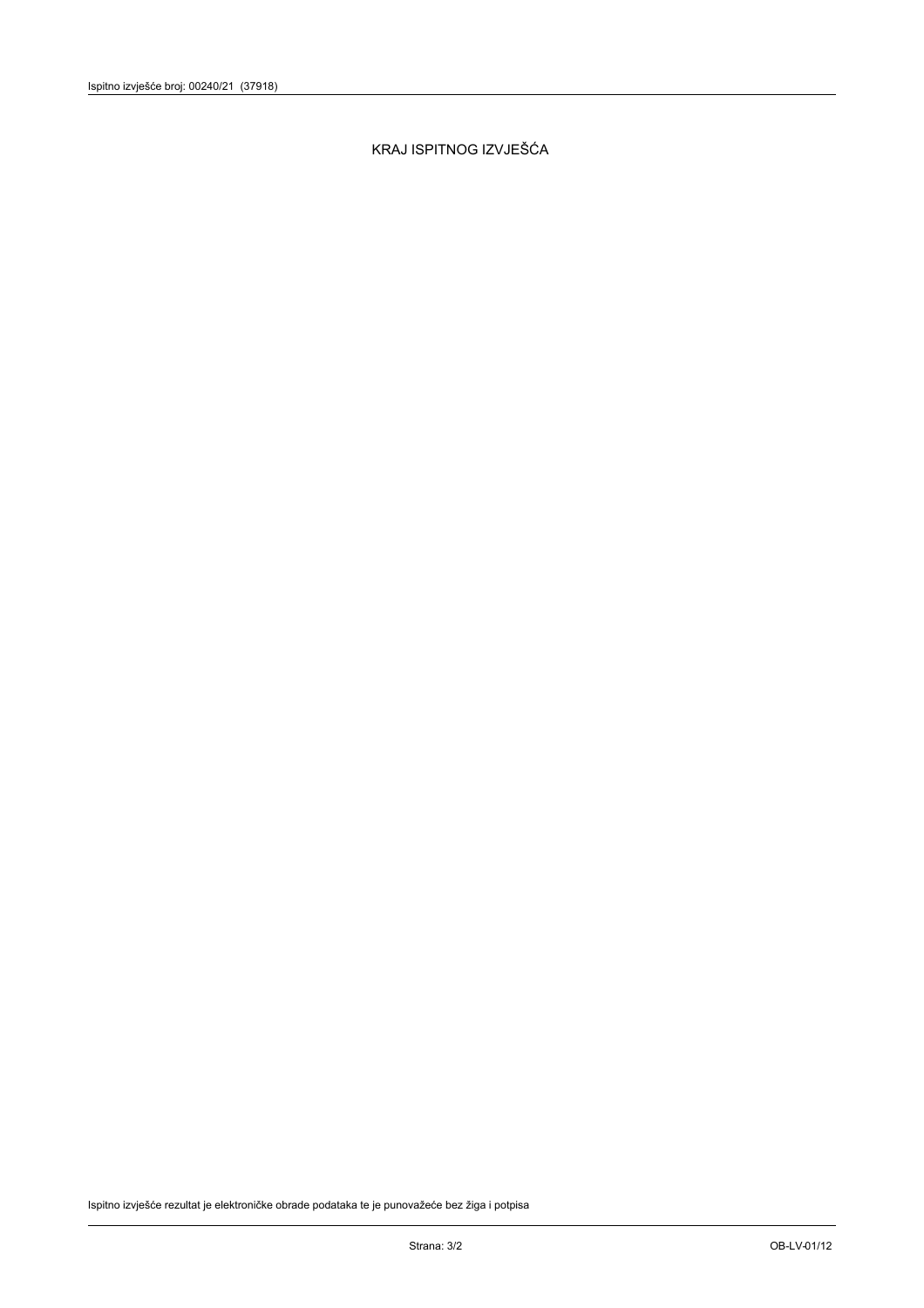KRAJ ISPITNOG IZVJEŠĆA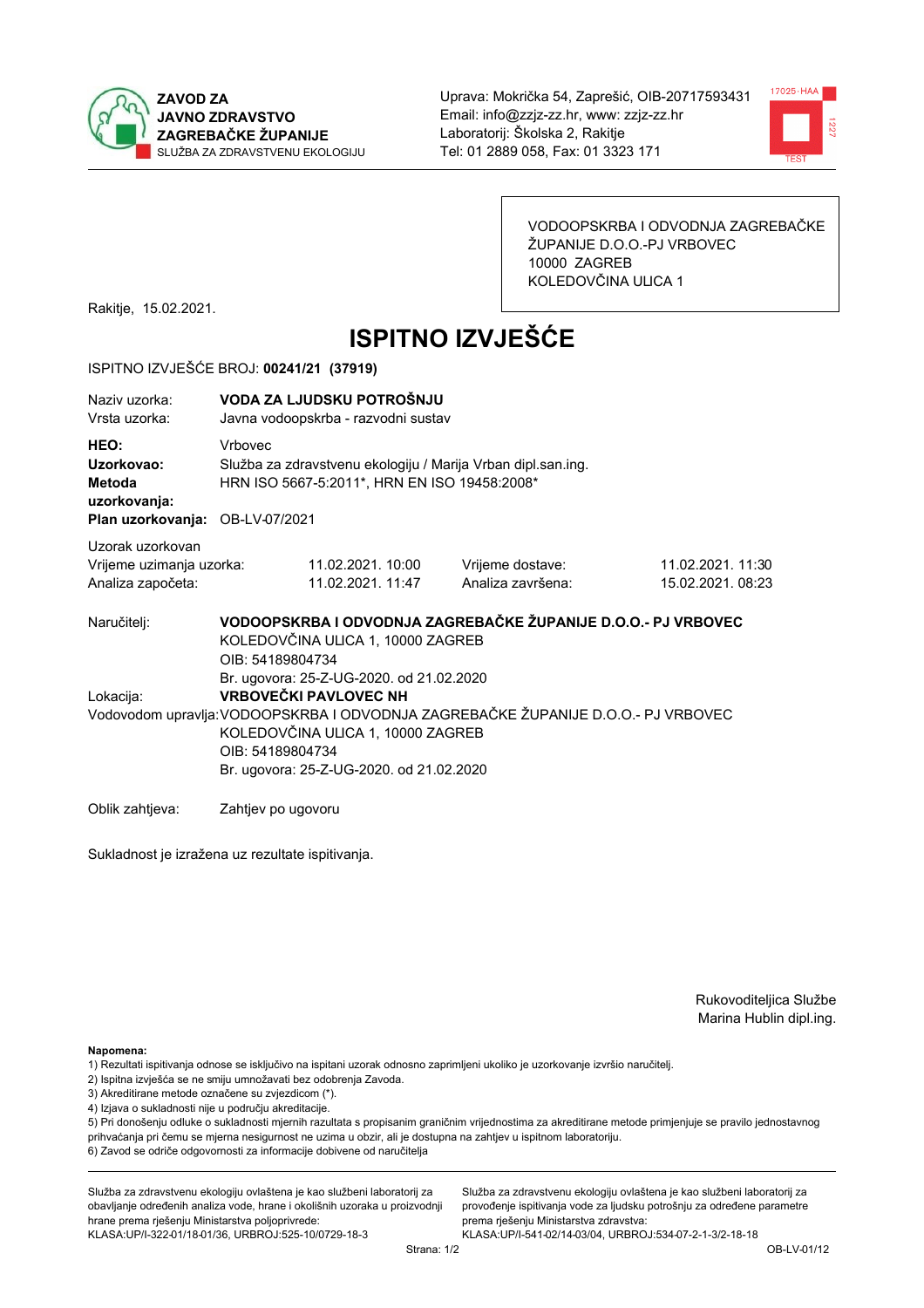**ZAVOD ZA JAVNO ZDRAVSTVO ZAGREBAČKE ŽUPANIJE**
SLUŽBA ZA ZDRAVSTVENU EKOLOGIJU

Uprava: Mokrička 54, Zaprešić, OIB-20717593431
Email: info@zzjz-zz.hr, www: zzjz-zz.hr
Laboratorij: Školska 2, Rakitje
Tel: 01 2889 058, Fax: 01 3323 171

VODOOPSKRBA I ODVODNJA ZAGREBAČKE ŽUPANIJE D.O.O.-PJ VRBOVEC
10000 ZAGREB
KOLEDOVČINA ULICA 1

Rakitje, 15.02.2021.

# ISPITNO IZVJEŠĆE

ISPITNO IZVJEŠĆE BROJ: **00241/21 (37919)**

Naziv uzorka: **VODA ZA LJUDSKU POTROŠNJU**
Vrsta uzorka: Javna vodoopskrba - razvodni sustav

**HEO:** Vrbovec
**Uzorkovao:** Služba za zdravstvenu ekologiju / Marija Vrban dipl.san.ing.
**Metoda uzorkovanja:** HRN ISO 5667-5:2011*, HRN EN ISO 19458:2008*
**Plan uzorkovanja:** OB-LV-07/2021

Uzorak uzorkovan

| | | | |
|---|---|---|---|
| Vrijeme uzimanja uzorka: | 11.02.2021. 10:00 | Vrijeme dostave: | 11.02.2021. 11:30 |
| Analiza započeta: | 11.02.2021. 11:47 | Analiza završena: | 15.02.2021. 08:23 |

Naručitelj: **VODOOPSKRBA I ODVODNJA ZAGREBAČKE ŽUPANIJE D.O.O.- PJ VRBOVEC**
KOLEDOVČINA ULICA 1, 10000 ZAGREB
OIB: 54189804734
Br. ugovora: 25-Z-UG-2020. od 21.02.2020

Lokacija: **VRBOVEČKI PAVLOVEC NH**

Vodovodom upravlja: VODOOPSKRBA I ODVODNJA ZAGREBAČKE ŽUPANIJE D.O.O.- PJ VRBOVEC
KOLEDOVČINA ULICA 1, 10000 ZAGREB
OIB: 54189804734
Br. ugovora: 25-Z-UG-2020. od 21.02.2020

Oblik zahtjeva: Zahtjev po ugovoru

Sukladnost je izražena uz rezultate ispitivanja.

Rukovoditeljica Službe
Marina Hublin dipl.ing.

**Napomena:**
1) Rezultati ispitivanja odnose se isključivo na ispitani uzorak odnosno zaprimljeni ukoliko je uzorkovanje izvršio naručitelj.
2) Ispitna izvješća se ne smiju umnožavati bez odobrenja Zavoda.
3) Akreditirane metode označene su zvjezdicom (*).
4) Izjava o sukladnosti nije u području akreditacije.
5) Pri donošenju odluke o sukladnosti mjernih razultata s propisanim graničnim vrijednostima za akreditirane metode primjenjuje se pravilo jednostavnog prihvaćanja pri čemu se mjerna nesigurnost ne uzima u obzir, ali je dostupna na zahtjev u ispitnom laboratoriju.
6) Zavod se odriče odgovornosti za informacije dobivene od naručitelja

Služba za zdravstvenu ekologiju ovlaštena je kao službeni laboratorij za obavljanje određenih analiza vode, hrane i okolišnih uzoraka u proizvodnji hrane prema rješenju Ministarstva poljoprivrede:
KLASA:UP/I-322-01/18-01/36, URBROJ:525-10/0729-18-3

Služba za zdravstvenu ekologiju ovlaštena je kao službeni laboratorij za provođenje ispitivanja vode za ljudsku potrošnju za određene parametre prema rješenju Ministarstva zdravstva:
KLASA:UP/I-541-02/14-03/04, URBROJ:534-07-2-1-3/2-18-18

OB-LV-01/12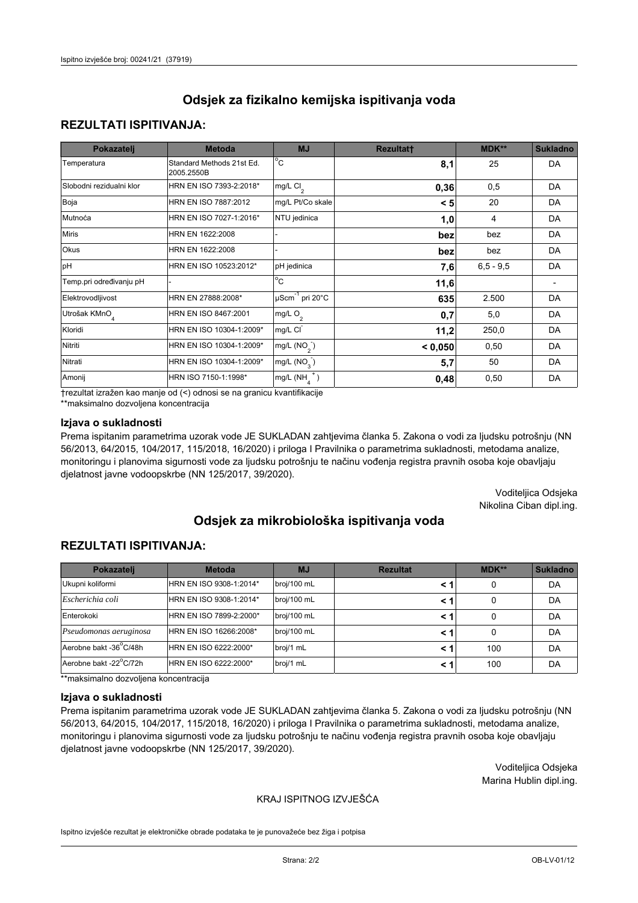## Odsjek za fizikalno kemijska ispitivanja voda

### REZULTATI ISPITIVANJA:

| Pokazatelj | Metoda | MJ | Rezultat† | MDK** | Sukladno |
|---|---|---|---|---|---|
| Temperatura | Standard Methods 21st Ed. 2005.2550B | °C | **8,1** | 25 | DA |
| Slobodni rezidualni klor | HRN EN ISO 7393-2:2018* | mg/L $Cl_2$ | **0,36** | 0,5 | DA |
| Boja | HRN EN ISO 7887:2012 | mg/L Pt/Co skale | **< 5** | 20 | DA |
| Mutnoća | HRN EN ISO 7027-1:2016* | NTU jedinica | **1,0** | 4 | DA |
| Miris | HRN EN 1622:2008 | - | **bez** | bez | DA |
| Okus | HRN EN 1622:2008 | - | **bez** | bez | DA |
| pH | HRN EN ISO 10523:2012* | pH jedinica | **7,6** | 6,5 - 9,5 | DA |
| Temp.pri određivanju pH | - | °C | **11,6** | | - |
| Elektrovodljivost | HRN EN 27888:2008* | $\mu Scm^{-1}$ pri 20°C | **635** | 2.500 | DA |
| Utrošak $KMnO_4$ | HRN EN ISO 8467:2001 | mg/L $O_2$ | **0,7** | 5,0 | DA |
| Kloridi | HRN EN ISO 10304-1:2009* | mg/L $Cl^-$ | **11,2** | 250,0 | DA |
| Nitriti | HRN EN ISO 10304-1:2009* | mg/L $(NO_2^-)$ | **< 0,050** | 0,50 | DA |
| Nitrati | HRN EN ISO 10304-1:2009* | mg/L $(NO_3^-)$ | **5,7** | 50 | DA |
| Amonij | HRN ISO 7150-1:1998* | mg/L $(NH_4^+)$ | **0,48** | 0,50 | DA |

†rezultat izražen kao manje od (<) odnosi se na granicu kvantifikacije

**maksimalno dozvoljena koncentracija

### Izjava o sukladnosti

Prema ispitanim parametrima uzorak vode JE SUKLADAN zahtjevima članka 5. Zakona o vodi za ljudsku potrošnju (NN 56/2013, 64/2015, 104/2017, 115/2018, 16/2020) i priloga I Pravilnika o parametrima sukladnosti, metodama analize, monitoringu i planovima sigurnosti vode za ljudsku potrošnju te načinu vođenja registra pravnih osoba koje obavljaju djelatnost javne vodoopskrbe (NN 125/2017, 39/2020).

Voditeljica Odsjeka
Nikolina Ciban dipl.ing.

## Odsjek za mikrobiološka ispitivanja voda

### REZULTATI ISPITIVANJA:

| Pokazatelj | Metoda | MJ | Rezultat | MDK** | Sukladno |
|---|---|---|---|---|---|
| Ukupni koliformi | HRN EN ISO 9308-1:2014* | broj/100 mL | **< 1** | 0 | DA |
| *Escherichia coli* | HRN EN ISO 9308-1:2014* | broj/100 mL | **< 1** | 0 | DA |
| Enterokoki | HRN EN ISO 7899-2:2000* | broj/100 mL | **< 1** | 0 | DA |
| *Pseudomonas aeruginosa* | HRN EN 16266:2008* | broj/100 mL | **< 1** | 0 | DA |
| Aerobne bakt -36°C/48h | HRN EN ISO 6222:2000* | broj/1 mL | **< 1** | 100 | DA |
| Aerobne bakt -22°C/72h | HRN EN ISO 6222:2000* | broj/1 mL | **< 1** | 100 | DA |

**maksimalno dozvoljena koncentracija

### Izjava o sukladnosti

Prema ispitanim parametrima uzorak vode JE SUKLADAN zahtjevima članka 5. Zakona o vodi za ljudsku potrošnju (NN 56/2013, 64/2015, 104/2017, 115/2018, 16/2020) i priloga I Pravilnika o parametrima sukladnosti, metodama analize, monitoringu i planovima sigurnosti vode za ljudsku potrošnju te načinu vođenja registra pravnih osoba koje obavljaju djelatnost javne vodoopskrbe (NN 125/2017, 39/2020).

Voditeljica Odsjeka
Marina Hublin dipl.ing.

KRAJ ISPITNOG IZVJEŠĆA

Ispitno izvješće rezultat je elektroničke obrade podataka te je punovažeće bez žiga i potpisa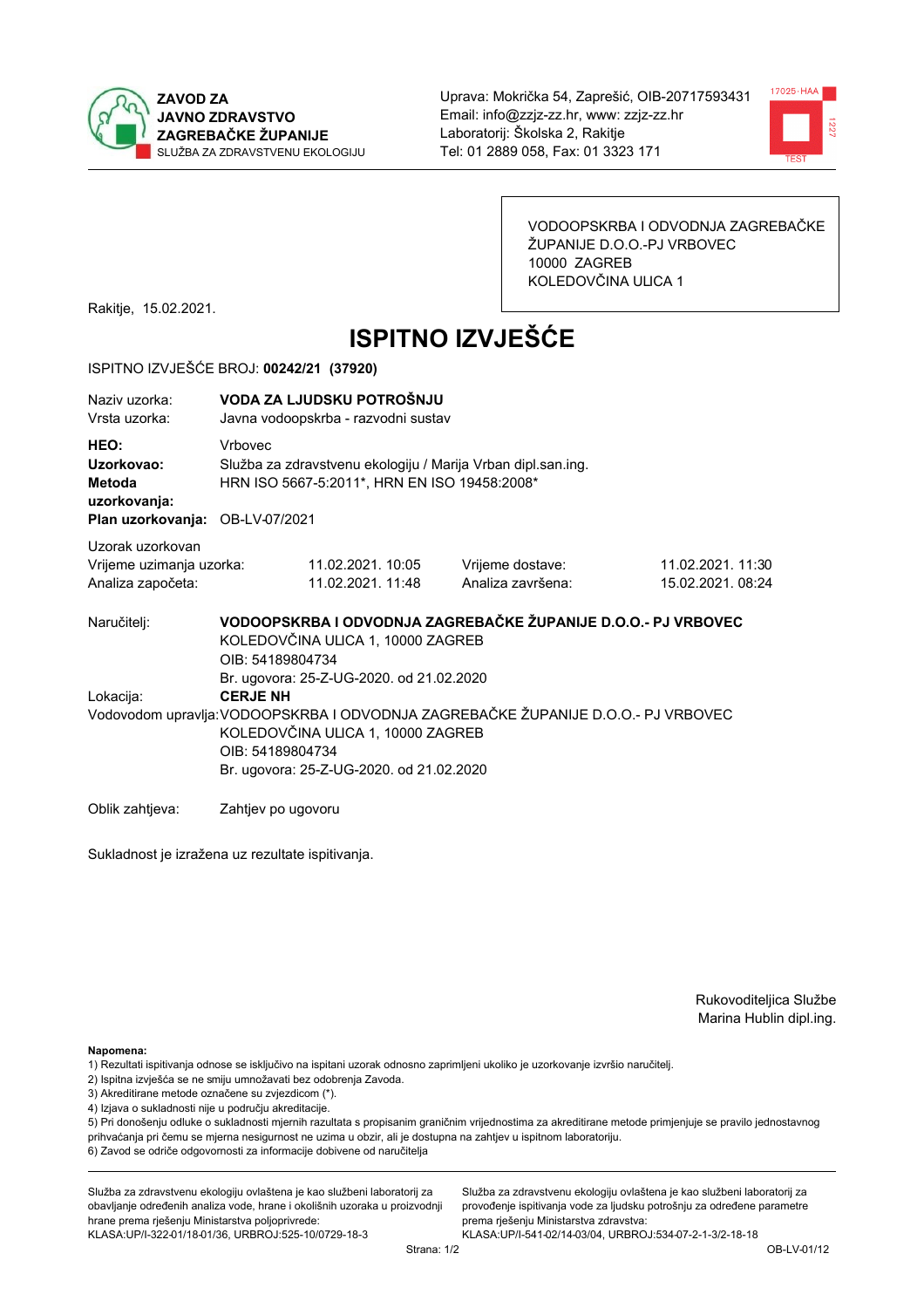**ZAVOD ZA JAVNO ZDRAVSTVO ZAGREBAČKE ŽUPANIJE**
SLUŽBA ZA ZDRAVSTVENU EKOLOGIJU

Uprava: Mokrička 54, Zaprešić, OIB-20717593431
Email: info@zzjz-zz.hr, www: zzjz-zz.hr
Laboratorij: Školska 2, Rakitje
Tel: 01 2889 058, Fax: 01 3323 171

VODOOPSKRBA I ODVODNJA ZAGREBAČKE ŽUPANIJE D.O.O.-PJ VRBOVEC
10000 ZAGREB
KOLEDOVČINA ULICA 1

Rakitje, 15.02.2021.

# ISPITNO IZVJEŠĆE

ISPITNO IZVJEŠĆE BROJ: **00242/21 (37920)**

| | |
|---|---|
| Naziv uzorka: | **VODA ZA LJUDSKU POTROŠNJU** |
| Vrsta uzorka: | Javna vodoopskrba - razvodni sustav |
| **HEO:** | Vrbovec |
| **Uzorkovao:** | Služba za zdravstvenu ekologiju / Marija Vrban dipl.san.ing. |
| **Metoda uzorkovanja:** | HRN ISO 5667-5:2011*, HRN EN ISO 19458:2008* |
| **Plan uzorkovanja:** | OB-LV-07/2021 |

Uzorak uzorkovan

| | | | |
|---|---|---|---|
| Vrijeme uzimanja uzorka: | 11.02.2021. 10:05 | Vrijeme dostave: | 11.02.2021. 11:30 |
| Analiza započeta: | 11.02.2021. 11:48 | Analiza završena: | 15.02.2021. 08:24 |

Naručitelj: **VODOOPSKRBA I ODVODNJA ZAGREBAČKE ŽUPANIJE D.O.O.- PJ VRBOVEC**
KOLEDOVČINA ULICA 1, 10000 ZAGREB
OIB: 54189804734
Br. ugovora: 25-Z-UG-2020. od 21.02.2020

Lokacija: **CERJE NH**

Vodovodom upravlja: VODOOPSKRBA I ODVODNJA ZAGREBAČKE ŽUPANIJE D.O.O.- PJ VRBOVEC
KOLEDOVČINA ULICA 1, 10000 ZAGREB
OIB: 54189804734
Br. ugovora: 25-Z-UG-2020. od 21.02.2020

Oblik zahtjeva: Zahtjev po ugovoru

Sukladnost je izražena uz rezultate ispitivanja.

Rukovoditeljica Službe
Marina Hublin dipl.ing.

**Napomena:**
1) Rezultati ispitivanja odnose se isključivo na ispitani uzorak odnosno zaprimljeni ukoliko je uzorkovanje izvršio naručitelj.
2) Ispitna izvješća se ne smiju umnožavati bez odobrenja Zavoda.
3) Akreditirane metode označene su zvjezdicom (*).
4) Izjava o sukladnosti nije u području akreditacije.
5) Pri donošenju odluke o sukladnosti mjernih rezultata s propisanim graničnim vrijednostima za akreditirane metode primjenjuje se pravilo jednostavnog prihvaćanja pri čemu se mjerna nesigurnost ne uzima u obzir, ali je dostupna na zahtjev u ispitnom laboratoriju.
6) Zavod se odriče odgovornosti za informacije dobivene od naručitelja

Služba za zdravstvenu ekologiju ovlaštena je kao službeni laboratorij za obavljanje određenih analiza vode, hrane i okolišnih uzoraka u proizvodnji hrane prema rješenju Ministarstva poljoprivrede: KLASA:UP/I-322-01/18-01/36, URBROJ:525-10/0729-18-3

Služba za zdravstvenu ekologiju ovlaštena je kao službeni laboratorij za provođenje ispitivanja vode za ljudsku potrošnju za određene parametre prema rješenju Ministarstva zdravstva: KLASA:UP/I-541-02/14-03/04, URBROJ:534-07-2-1-3/2-18-18

OB-LV-01/12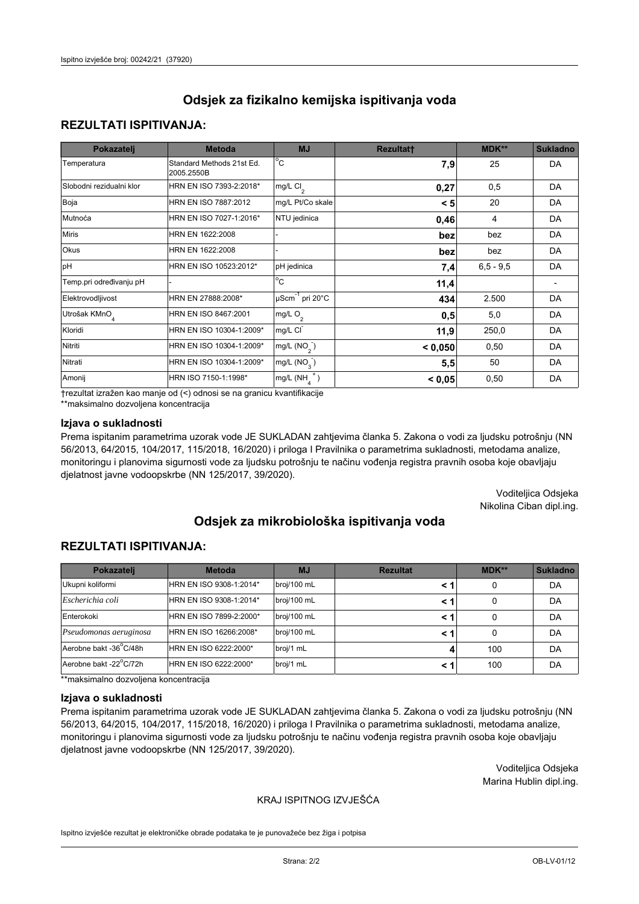## Odsjek za fizikalno kemijska ispitivanja voda

### REZULTATI ISPITIVANJA:

| Pokazatelj | Metoda | MJ | Rezultat† | MDK** | Sukladno |
|---|---|---|---|---|---|
| Temperatura | Standard Methods 21st Ed. 2005.2550B | °C | **7,9** | 25 | DA |
| Slobodni rezidualni klor | HRN EN ISO 7393-2:2018* | mg/L $Cl_2$ | **0,27** | 0,5 | DA |
| Boja | HRN EN ISO 7887:2012 | mg/L Pt/Co skale | **< 5** | 20 | DA |
| Mutnoća | HRN EN ISO 7027-1:2016* | NTU jedinica | **0,46** | 4 | DA |
| Miris | HRN EN 1622:2008 | - | **bez** | bez | DA |
| Okus | HRN EN 1622:2008 | - | **bez** | bez | DA |
| pH | HRN EN ISO 10523:2012* | pH jedinica | **7,4** | 6,5 - 9,5 | DA |
| Temp.pri određivanju pH | - | °C | **11,4** | | - |
| Elektrovodljivost | HRN EN 27888:2008* | $\mu Scm^{-1}$ pri 20°C | **434** | 2.500 | DA |
| Utrošak $KMnO_4$ | HRN EN ISO 8467:2001 | mg/L $O_2$ | **0,5** | 5,0 | DA |
| Kloridi | HRN EN ISO 10304-1:2009* | mg/L $Cl^-$ | **11,9** | 250,0 | DA |
| Nitriti | HRN EN ISO 10304-1:2009* | mg/L $(NO_2^-)$ | **< 0,050** | 0,50 | DA |
| Nitrati | HRN EN ISO 10304-1:2009* | mg/L $(NO_3^-)$ | **5,5** | 50 | DA |
| Amonij | HRN ISO 7150-1:1998* | mg/L $(NH_4^+)$ | **< 0,05** | 0,50 | DA |

†rezultat izražen kao manje od (<) odnosi se na granicu kvantifikacije

**maksimalno dozvoljena koncentracija

#### Izjava o sukladnosti

Prema ispitanim parametrima uzorak vode JE SUKLADAN zahtjevima članka 5. Zakona o vodi za ljudsku potrošnju (NN 56/2013, 64/2015, 104/2017, 115/2018, 16/2020) i priloga I Pravilnika o parametrima sukladnosti, metodama analize, monitoringu i planovima sigurnosti vode za ljudsku potrošnju te načinu vođenja registra pravnih osoba koje obavljaju djelatnost javne vodoopskrbe (NN 125/2017, 39/2020).

Voditeljica Odsjeka
Nikolina Ciban dipl.ing.

## Odsjek za mikrobiološka ispitivanja voda

### REZULTATI ISPITIVANJA:

| Pokazatelj | Metoda | MJ | Rezultat | MDK** | Sukladno |
|---|---|---|---|---|---|
| Ukupni koliformi | HRN EN ISO 9308-1:2014* | broj/100 mL | **< 1** | 0 | DA |
| *Escherichia coli* | HRN EN ISO 9308-1:2014* | broj/100 mL | **< 1** | 0 | DA |
| Enterokoki | HRN EN ISO 7899-2:2000* | broj/100 mL | **< 1** | 0 | DA |
| *Pseudomonas aeruginosa* | HRN EN ISO 16266:2008* | broj/100 mL | **< 1** | 0 | DA |
| Aerobne bakt -36°C/48h | HRN EN ISO 6222:2000* | broj/1 mL | **4** | 100 | DA |
| Aerobne bakt -22°C/72h | HRN EN ISO 6222:2000* | broj/1 mL | **< 1** | 100 | DA |

**maksimalno dozvoljena koncentracija

#### Izjava o sukladnosti

Prema ispitanim parametrima uzorak vode JE SUKLADAN zahtjevima članka 5. Zakona o vodi za ljudsku potrošnju (NN 56/2013, 64/2015, 104/2017, 115/2018, 16/2020) i priloga I Pravilnika o parametrima sukladnosti, metodama analize, monitoringu i planovima sigurnosti vode za ljudsku potrošnju te načinu vođenja registra pravnih osoba koje obavljaju djelatnost javne vodoopskrbe (NN 125/2017, 39/2020).

Voditeljica Odsjeka
Marina Hublin dipl.ing.

KRAJ ISPITNOG IZVJEŠĆA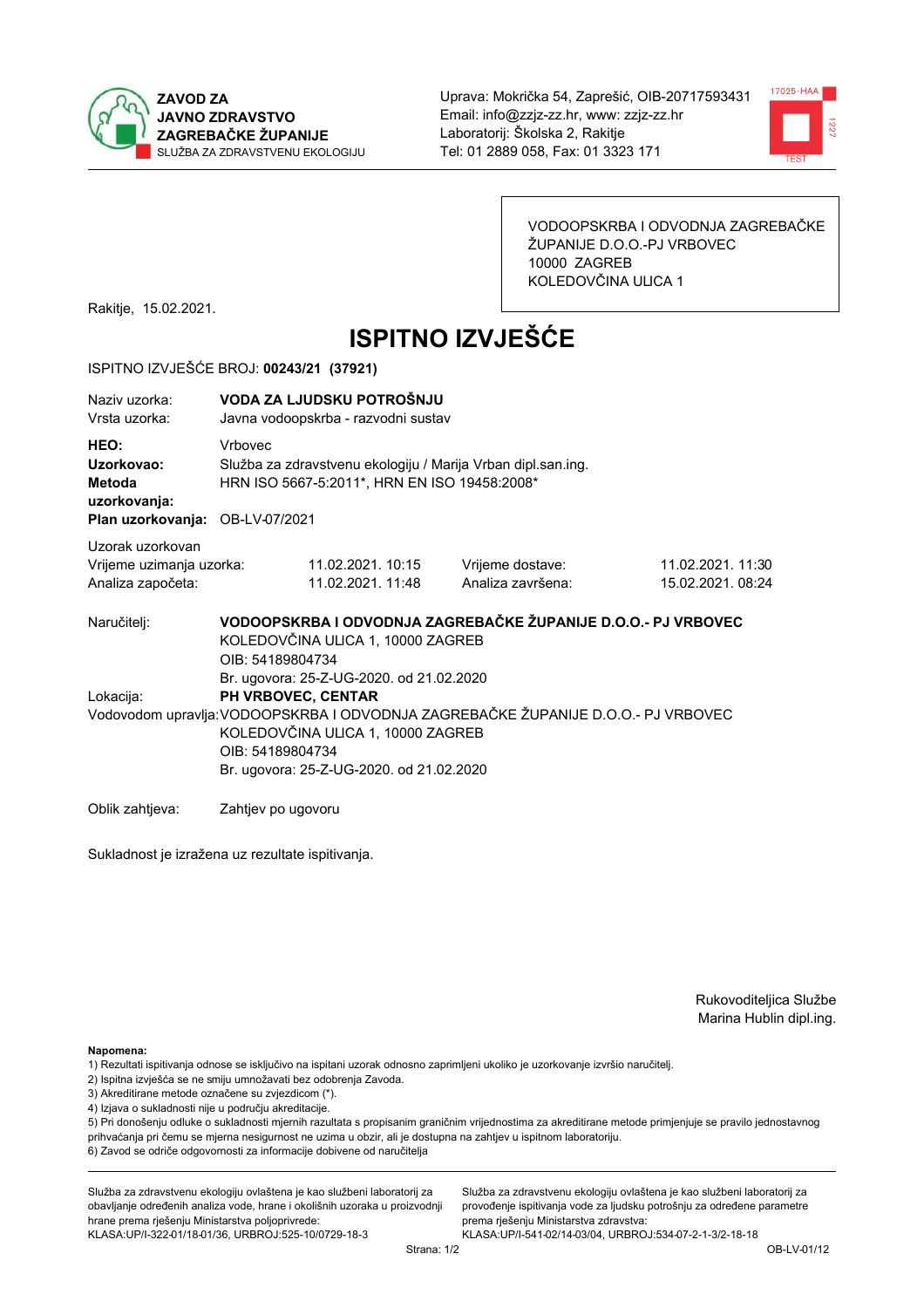**ZAVOD ZA JAVNO ZDRAVSTVO ZAGREBAČKE ŽUPANIJE**
SLUŽBA ZA ZDRAVSTVENU EKOLOGIJU

Uprava: Mokrička 54, Zaprešić, OIB-20717593431
Email: info@zzjz-zz.hr, www: zzjz-zz.hr
Laboratorij: Školska 2, Rakitje
Tel: 01 2889 058, Fax: 01 3323 171

VODOOPSKRBA I ODVODNJA ZAGREBAČKE ŽUPANIJE D.O.O.-PJ VRBOVEC
10000 ZAGREB
KOLEDOVČINA ULICA 1

Rakitje, 15.02.2021.

# ISPITNO IZVJEŠĆE

ISPITNO IZVJEŠĆE BROJ: **00243/21 (37921)**

| | |
|---|---|
| Naziv uzorka: | **VODA ZA LJUDSKU POTROŠNJU** |
| Vrsta uzorka: | Javna vodoopskrba - razvodni sustav |
| **HEO:** | Vrbovec |
| **Uzorkovao:** | Služba za zdravstvenu ekologiju / Marija Vrban dipl.san.ing. |
| **Metoda uzorkovanja:** | HRN ISO 5667-5:2011*, HRN EN ISO 19458:2008* |
| **Plan uzorkovanja:** | OB-LV-07/2021 |

Uzorak uzorkovan

| | | | |
|---|---|---|---|
| Vrijeme uzimanja uzorka: | 11.02.2021. 10:15 | Vrijeme dostave: | 11.02.2021. 11:30 |
| Analiza započeta: | 11.02.2021. 11:48 | Analiza završena: | 15.02.2021. 08:24 |

Naručitelj: **VODOOPSKRBA I ODVODNJA ZAGREBAČKE ŽUPANIJE D.O.O.- PJ VRBOVEC**
KOLEDOVČINA ULICA 1, 10000 ZAGREB
OIB: 54189804734
Br. ugovora: 25-Z-UG-2020. od 21.02.2020

Lokacija: **PH VRBOVEC, CENTAR**

Vodovodom upravlja: VODOOPSKRBA I ODVODNJA ZAGREBAČKE ŽUPANIJE D.O.O.- PJ VRBOVEC
KOLEDOVČINA ULICA 1, 10000 ZAGREB
OIB: 54189804734
Br. ugovora: 25-Z-UG-2020. od 21.02.2020

Oblik zahtjeva: Zahtjev po ugovoru

Sukladnost je izražena uz rezultate ispitivanja.

Rukovoditeljica Službe
Marina Hublin dipl.ing.

**Napomena:**
1) Rezultati ispitivanja odnose se isključivo na ispitani uzorak odnosno zaprimljeni ukoliko je uzorkovanje izvršio naručitelj.
2) Ispitna izvješća se ne smiju umnožavati bez odobrenja Zavoda.
3) Akreditirane metode označene su zvjezdicom (*).
4) Izjava o sukladnosti nije u području akreditacije.
5) Pri donošenju odluke o sukladnosti mjernih razultata s propisanim graničnim vrijednostima za akreditirane metode primjenjuje se pravilo jednostavnog prihvaćanja pri čemu se mjerna nesigurnost ne uzima u obzir, ali je dostupna na zahtjev u ispitnom laboratoriju.
6) Zavod se odriče odgovornosti za informacije dobivene od naručitelja

Služba za zdravstvenu ekologiju ovlaštena je kao službeni laboratorij za obavljanje određenih analiza vode, hrane i okolišnih uzoraka u proizvodnji hrane prema rješenju Ministarstva poljoprivrede:
KLASA:UP/I-322-01/18-01/36, URBROJ:525-10/0729-18-3

Služba za zdravstvenu ekologiju ovlaštena je kao službeni laboratorij za provođenje ispitivanja vode za ljudsku potrošnju za određene parametre prema rješenju Ministarstva zdravstva:
KLASA:UP/I-541-02/14-03/04, URBROJ:534-07-2-1-3/2-18-18

OB-LV-01/12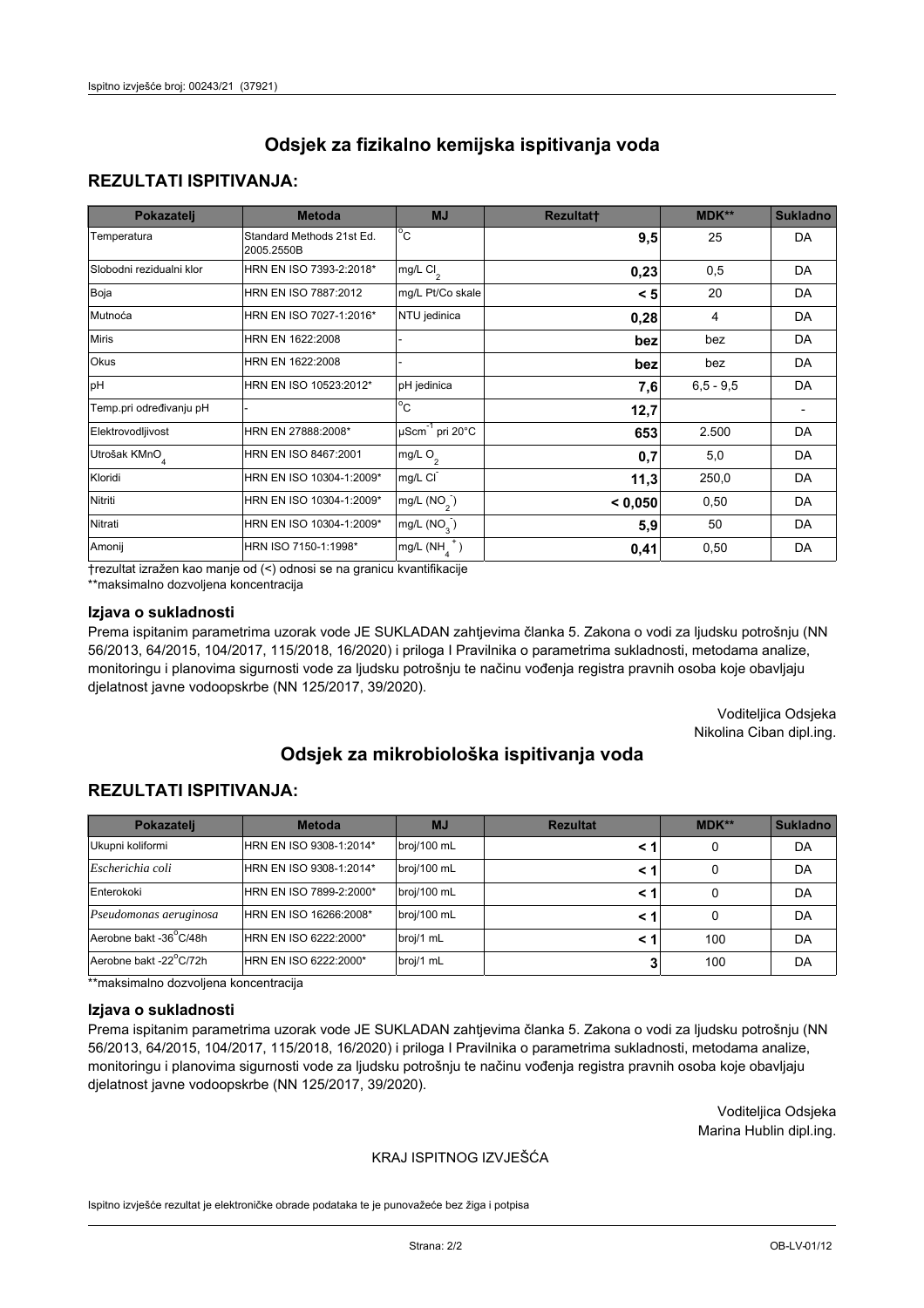# Odsjek za fizikalno kemijska ispitivanja voda

## REZULTATI ISPITIVANJA:

| Pokazatelj | Metoda | MJ | Rezultat† | MDK** | Sukladno |
|---|---|---|---|---|---|
| Temperatura | Standard Methods 21st Ed. 2005.2550B | °C | **9,5** | 25 | DA |
| Slobodni rezidualni klor | HRN EN ISO 7393-2:2018* | mg/L $Cl_2$ | **0,23** | 0,5 | DA |
| Boja | HRN EN ISO 7887:2012 | mg/L Pt/Co skale | **< 5** | 20 | DA |
| Mutnoća | HRN EN ISO 7027-1:2016* | NTU jedinica | **0,28** | 4 | DA |
| Miris | HRN EN 1622:2008 | - | **bez** | bez | DA |
| Okus | HRN EN 1622:2008 | - | **bez** | bez | DA |
| pH | HRN EN ISO 10523:2012* | pH jedinica | **7,6** | 6,5 - 9,5 | DA |
| Temp.pri određivanju pH | - | °C | **12,7** | | - |
| Elektrovodljivost | HRN EN 27888:2008* | $\mu Scm^{-1}$ pri 20°C | **653** | 2.500 | DA |
| Utrošak $KMnO_4$ | HRN EN ISO 8467:2001 | mg/L $O_2$ | **0,7** | 5,0 | DA |
| Kloridi | HRN EN ISO 10304-1:2009* | mg/L $Cl^-$ | **11,3** | 250,0 | DA |
| Nitriti | HRN EN ISO 10304-1:2009* | mg/L $(NO_2^-)$ | **< 0,050** | 0,50 | DA |
| Nitrati | HRN EN ISO 10304-1:2009* | mg/L $(NO_3^-)$ | **5,9** | 50 | DA |
| Amonij | HRN ISO 7150-1:1998* | mg/L $(NH_4^+)$ | **0,41** | 0,50 | DA |

†rezultat izražen kao manje od (<) odnosi se na granicu kvantifikacije

**maksimalno dozvoljena koncentracija

### Izjava o sukladnosti

Prema ispitanim parametrima uzorak vode JE SUKLADAN zahtjevima članka 5. Zakona o vodi za ljudsku potrošnju (NN 56/2013, 64/2015, 104/2017, 115/2018, 16/2020) i priloga I Pravilnika o parametrima sukladnosti, metodama analize, monitoringu i planovima sigurnosti vode za ljudsku potrošnju te načinu vođenja registra pravnih osoba koje obavljaju djelatnost javne vodoopskrbe (NN 125/2017, 39/2020).

Voditeljica Odsjeka
Nikolina Ciban dipl.ing.

# Odsjek za mikrobiološka ispitivanja voda

## REZULTATI ISPITIVANJA:

| Pokazatelj | Metoda | MJ | Rezultat | MDK** | Sukladno |
|---|---|---|---|---|---|
| Ukupni koliformi | HRN EN ISO 9308-1:2014* | broj/100 mL | **< 1** | 0 | DA |
| *Escherichia coli* | HRN EN ISO 9308-1:2014* | broj/100 mL | **< 1** | 0 | DA |
| Enterokoki | HRN EN ISO 7899-2:2000* | broj/100 mL | **< 1** | 0 | DA |
| *Pseudomonas aeruginosa* | HRN EN ISO 16266:2008* | broj/100 mL | **< 1** | 0 | DA |
| Aerobne bakt -36°C/48h | HRN EN ISO 6222:2000* | broj/1 mL | **< 1** | 100 | DA |
| Aerobne bakt -22°C/72h | HRN EN ISO 6222:2000* | broj/1 mL | **3** | 100 | DA |

**maksimalno dozvoljena koncentracija

### Izjava o sukladnosti

Prema ispitanim parametrima uzorak vode JE SUKLADAN zahtjevima članka 5. Zakona o vodi za ljudsku potrošnju (NN 56/2013, 64/2015, 104/2017, 115/2018, 16/2020) i priloga I Pravilnika o parametrima sukladnosti, metodama analize, monitoringu i planovima sigurnosti vode za ljudsku potrošnju te načinu vođenja registra pravnih osoba koje obavljaju djelatnost javne vodoopskrbe (NN 125/2017, 39/2020).

Voditeljica Odsjeka
Marina Hublin dipl.ing.

KRAJ ISPITNOG IZVJEŠĆA

Ispitno izvješće rezultat je elektroničke obrade podataka te je punovažeće bez žiga i potpisa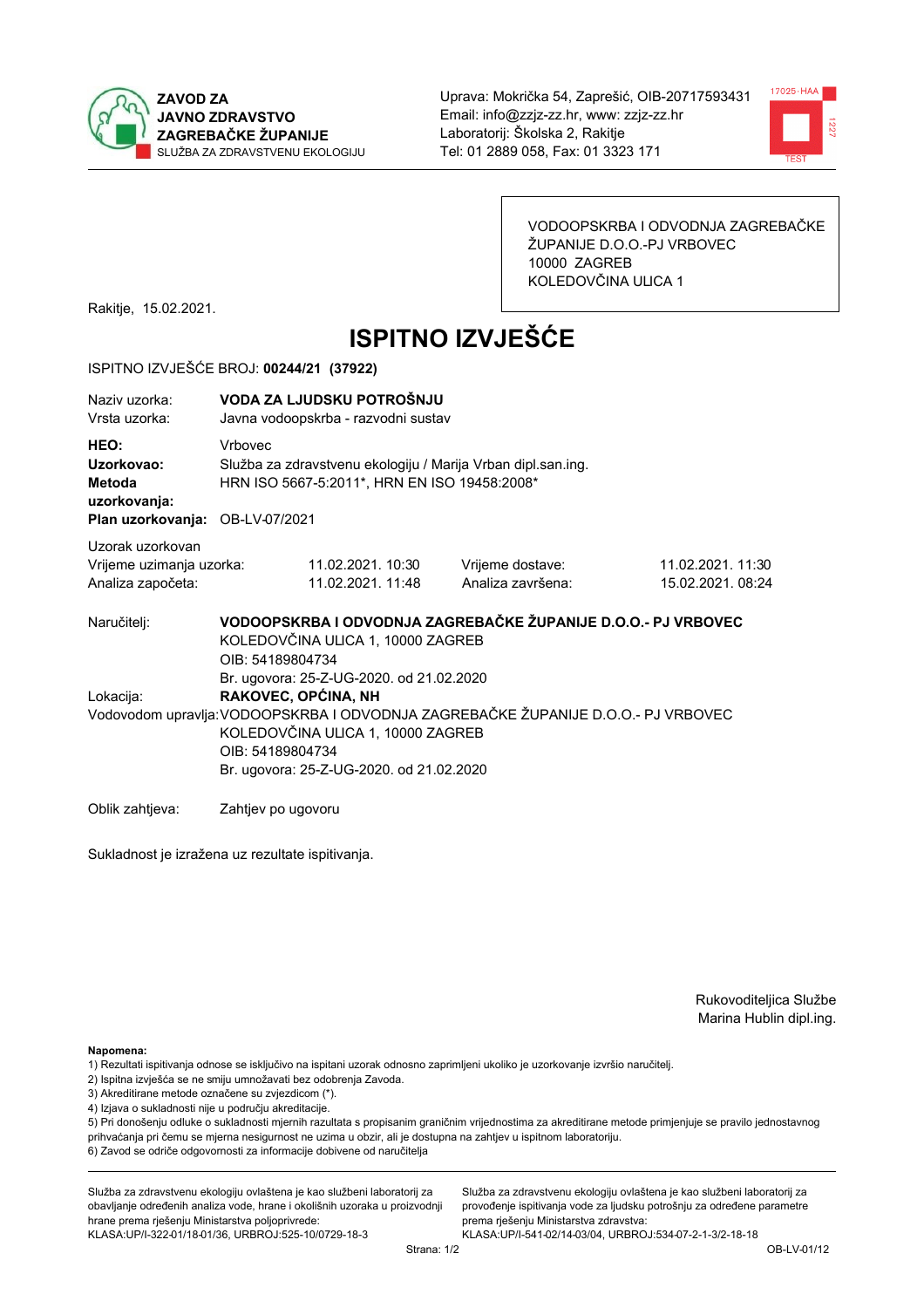**ZAVOD ZA JAVNO ZDRAVSTVO ZAGREBAČKE ŽUPANIJE**
SLUŽBA ZA ZDRAVSTVENU EKOLOGIJU

Uprava: Mokrička 54, Zaprešić, OIB-20717593431
Email: info@zzjz-zz.hr, www: zzjz-zz.hr
Laboratorij: Školska 2, Rakitje
Tel: 01 2889 058, Fax: 01 3323 171

VODOOPSKRBA I ODVODNJA ZAGREBAČKE ŽUPANIJE D.O.O.-PJ VRBOVEC
10000 ZAGREB
KOLEDOVČINA ULICA 1

Rakitje, 15.02.2021.

# ISPITNO IZVJEŠĆE

ISPITNO IZVJEŠĆE BROJ: **00244/21 (37922)**

| | |
|---|---|
| Naziv uzorka: | **VODA ZA LJUDSKU POTROŠNJU** |
| Vrsta uzorka: | Javna vodoopskrba - razvodni sustav |
| **HEO:** | Vrbovec |
| **Uzorkovao:** | Služba za zdravstvenu ekologiju / Marija Vrban dipl.san.ing. |
| **Metoda uzorkovanja:** | HRN ISO 5667-5:2011*, HRN EN ISO 19458:2008* |
| **Plan uzorkovanja:** | OB-LV-07/2021 |

Uzorak uzorkovan

| | | | |
|---|---|---|---|
| Vrijeme uzimanja uzorka: | 11.02.2021. 10:30 | Vrijeme dostave: | 11.02.2021. 11:30 |
| Analiza započeta: | 11.02.2021. 11:48 | Analiza završena: | 15.02.2021. 08:24 |

Naručitelj: **VODOOPSKRBA I ODVODNJA ZAGREBAČKE ŽUPANIJE D.O.O.- PJ VRBOVEC**
KOLEDOVČINA ULICA 1, 10000 ZAGREB
OIB: 54189804734
Br. ugovora: 25-Z-UG-2020. od 21.02.2020

Lokacija: **RAKOVEC, OPĆINA, NH**

Vodovodom upravlja: VODOOPSKRBA I ODVODNJA ZAGREBAČKE ŽUPANIJE D.O.O.- PJ VRBOVEC
KOLEDOVČINA ULICA 1, 10000 ZAGREB
OIB: 54189804734
Br. ugovora: 25-Z-UG-2020. od 21.02.2020

Oblik zahtjeva: Zahtjev po ugovoru

Sukladnost je izražena uz rezultate ispitivanja.

Rukoviditeljica Službe
Marina Hublin dipl.ing.

**Napomena:**
1) Rezultati ispitivanja odnose se isključivo na ispitani uzorak odnosno zaprimljeni ukoliko je uzorkovanje izvršio naručitelj.
2) Ispitna izvješća se ne smiju umnožavati bez odobrenja Zavoda.
3) Akreditirane metode označene su zvjezdicom (*).
4) Izjava o sukladnosti nije u području akreditacije.
5) Pri donošenju odluke o sukladnosti mjernih razultata s propisanim graničnim vrijednostima za akreditirane metode primjenjuje se pravilo jednostavnog prihvaćanja pri čemu se mjerna nesigurnost ne uzima u obzir, ali je dostupna na zahtjev u ispitnom laboratoriju.
6) Zavod se odriče odgovornosti za informacije dobivene od naručitelja

Služba za zdravstvenu ekologiju ovlaštena je kao službeni laboratorij za obavljanje određenih analiza vode, hrane i okolišnih uzoraka u proizvodnji hrane prema rješenju Ministarstva poljoprivrede:
KLASA:UP/I-322-01/18-01/36, URBROJ:525-10/0729-18-3

Služba za zdravstvenu ekologiju ovlaštena je kao službeni laboratorij za provođenje ispitivanja vode za ljudsku potrošnju za određene parametre prema rješenju Ministarstva zdravstva:
KLASA:UP/I-541-02/14-03/04, URBROJ:534-07-2-1-3/2-18-18

OB-LV-01/12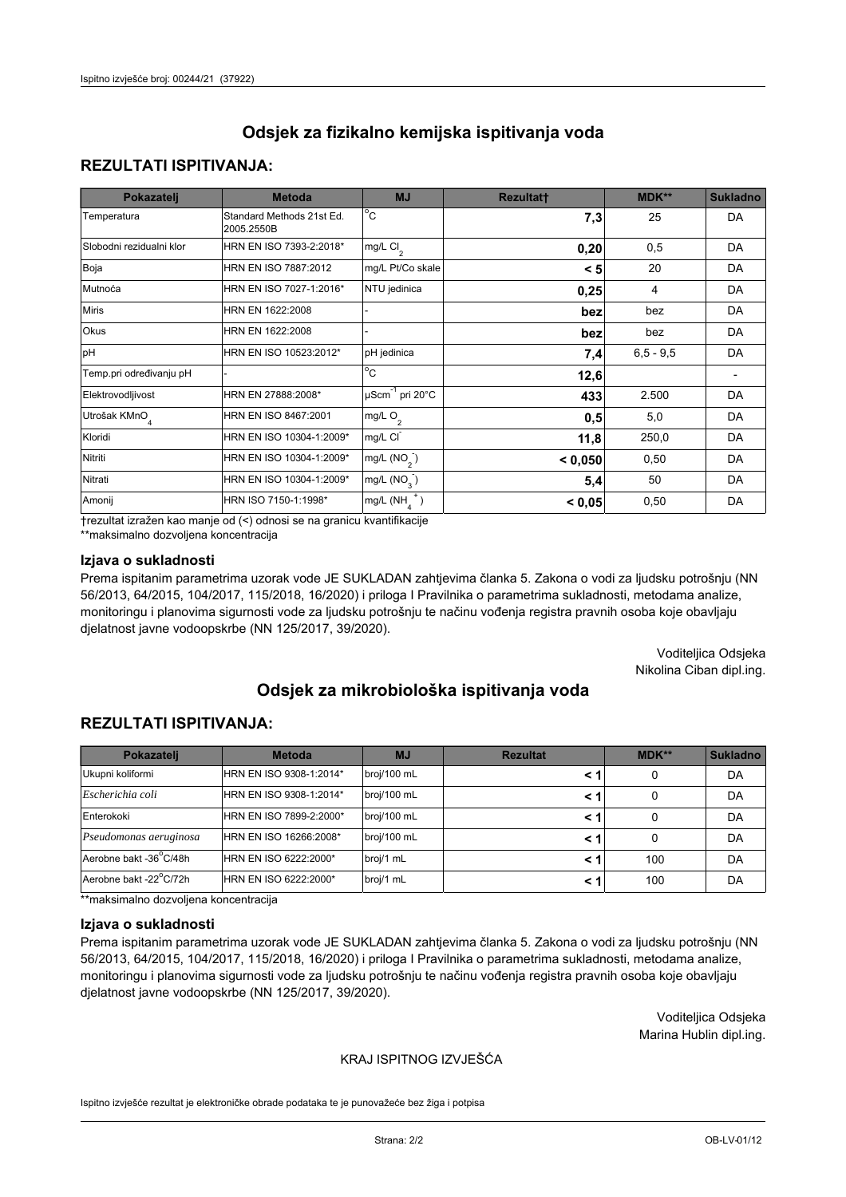## Odsjek za fizikalno kemijska ispitivanja voda

### REZULTATI ISPITIVANJA:

| Pokazatelj | Metoda | MJ | Rezultat† | MDK** | Sukladno |
|---|---|---|---|---|---|
| Temperatura | Standard Methods 21st Ed. 2005.2550B | °C | **7,3** | 25 | DA |
| Slobodni rezidualni klor | HRN EN ISO 7393-2:2018* | mg/L $Cl_2$ | **0,20** | 0,5 | DA |
| Boja | HRN EN ISO 7887:2012 | mg/L Pt/Co skale | **< 5** | 20 | DA |
| Mutnoća | HRN EN ISO 7027-1:2016* | NTU jedinica | **0,25** | 4 | DA |
| Miris | HRN EN 1622:2008 | - | **bez** | bez | DA |
| Okus | HRN EN 1622:2008 | - | **bez** | bez | DA |
| pH | HRN EN ISO 10523:2012* | pH jedinica | **7,4** | 6,5 - 9,5 | DA |
| Temp.pri određivanju pH | - | °C | **12,6** | | - |
| Elektrovodljivost | HRN EN 27888:2008* | $\mu Scm^{-1}$ pri 20°C | **433** | 2.500 | DA |
| Utrošak $KMnO_4$ | HRN EN ISO 8467:2001 | mg/L $O_2$ | **0,5** | 5,0 | DA |
| Kloridi | HRN EN ISO 10304-1:2009* | mg/L $Cl^-$ | **11,8** | 250,0 | DA |
| Nitriti | HRN EN ISO 10304-1:2009* | mg/L ($NO_2^-$) | **< 0,050** | 0,50 | DA |
| Nitrati | HRN EN ISO 10304-1:2009* | mg/L ($NO_3^-$) | **5,4** | 50 | DA |
| Amonij | HRN ISO 7150-1:1998* | mg/L ($NH_4^+$) | **< 0,05** | 0,50 | DA |

†rezultat izražen kao manje od (<) odnosi se na granicu kvantifikacije

**maksimalno dozvoljena koncentracija

### Izjava o sukladnosti

Prema ispitanim parametrima uzorak vode JE SUKLADAN zahtjevima članka 5. Zakona o vodi za ljudsku potrošnju (NN 56/2013, 64/2015, 104/2017, 115/2018, 16/2020) i priloga I Pravilnika o parametrima sukladnosti, metodama analize, monitoringu i planovima sigurnosti vode za ljudsku potrošnju te načinu vođenja registra pravnih osoba koje obavljaju djelatnost javne vodoopskrbe (NN 125/2017, 39/2020).

Voditeljica Odsjeka
Nikolina Ciban dipl.ing.

## Odsjek za mikrobiološka ispitivanja voda

### REZULTATI ISPITIVANJA:

| Pokazatelj | Metoda | MJ | Rezultat | MDK** | Sukladno |
|---|---|---|---|---|---|
| Ukupni koliformi | HRN EN ISO 9308-1:2014* | broj/100 mL | **< 1** | 0 | DA |
| *Escherichia coli* | HRN EN ISO 9308-1:2014* | broj/100 mL | **< 1** | 0 | DA |
| Enterokoki | HRN EN ISO 7899-2:2000* | broj/100 mL | **< 1** | 0 | DA |
| *Pseudomonas aeruginosa* | HRN EN ISO 16266:2008* | broj/100 mL | **< 1** | 0 | DA |
| Aerobne bakt -36°C/48h | HRN EN ISO 6222:2000* | broj/1 mL | **< 1** | 100 | DA |
| Aerobne bakt -22°C/72h | HRN EN ISO 6222:2000* | broj/1 mL | **< 1** | 100 | DA |

**maksimalno dozvoljena koncentracija

### Izjava o sukladnosti

Prema ispitanim parametrima uzorak vode JE SUKLADAN zahtjevima članka 5. Zakona o vodi za ljudsku potrošnju (NN 56/2013, 64/2015, 104/2017, 115/2018, 16/2020) i priloga I Pravilnika o parametrima sukladnosti, metodama analize, monitoringu i planovima sigurnosti vode za ljudsku potrošnju te načinu vođenja registra pravnih osoba koje obavljaju djelatnost javne vodoopskrbe (NN 125/2017, 39/2020).

Voditeljica Odsjeka
Marina Hublin dipl.ing.

KRAJ ISPITNOG IZVJEŠĆA

Ispitno izvješće rezultat je elektroničke obrade podataka te je punovažeće bez žiga i potpisa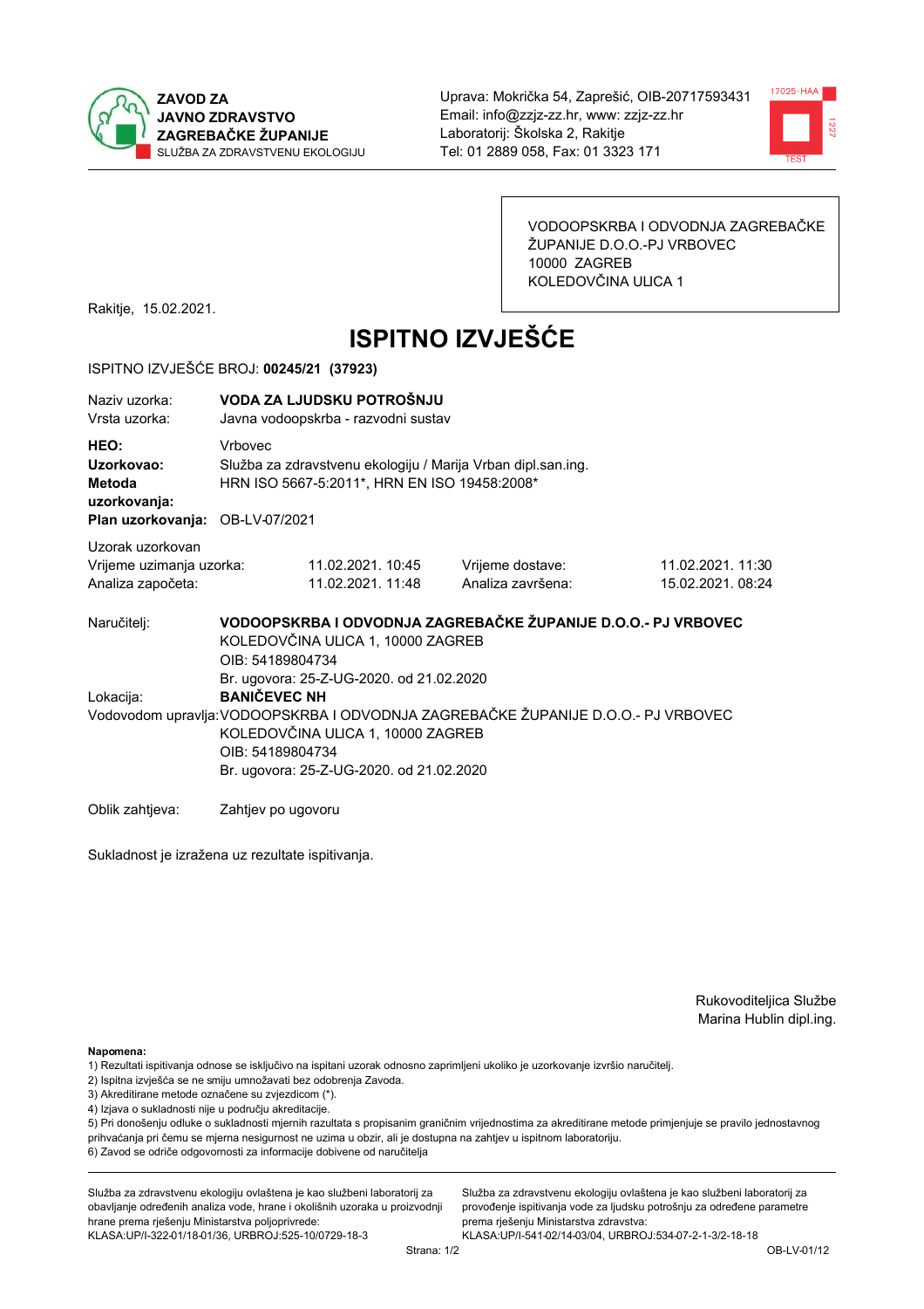**ZAVOD ZA JAVNO ZDRAVSTVO ZAGREBAČKE ŽUPANIJE**
SLUŽBA ZA ZDRAVSTVENU EKOLOGIJU

Uprava: Mokrička 54, Zaprešić, OIB-20717593431
Email: info@zzjz-zz.hr, www: zzjz-zz.hr
Laboratorij: Školska 2, Rakitje
Tel: 01 2889 058, Fax: 01 3323 171

VODOOPSKRBA I ODVODNJA ZAGREBAČKE ŽUPANIJE D.O.O.-PJ VRBOVEC
10000 ZAGREB
KOLEDOVČINA ULICA 1

Rakitje, 15.02.2021.

# ISPITNO IZVJEŠĆE

ISPITNO IZVJEŠĆE BROJ: **00245/21 (37923)**

Naziv uzorka: **VODA ZA LJUDSKU POTROŠNJU**
Vrsta uzorka: Javna vodoopskrba - razvodni sustav

**HEO:** Vrbovec
**Uzorkovao:** Služba za zdravstvenu ekologiju / Marija Vrban dipl.san.ing.
**Metoda uzorkovanja:** HRN ISO 5667-5:2011*, HRN EN ISO 19458:2008*
**Plan uzorkovanja:** OB-LV-07/2021

Uzorak uzorkovan

| | | | |
|---|---|---|---|
| Vrijeme uzimanja uzorka: | 11.02.2021. 10:45 | Vrijeme dostave: | 11.02.2021. 11:30 |
| Analiza započeta: | 11.02.2021. 11:48 | Analiza završena: | 15.02.2021. 08:24 |

Naručitelj: **VODOOPSKRBA I ODVODNJA ZAGREBAČKE ŽUPANIJE D.O.O.- PJ VRBOVEC**
KOLEDOVČINA ULICA 1, 10000 ZAGREB
OIB: 54189804734
Br. ugovora: 25-Z-UG-2020. od 21.02.2020

Lokacija: **BANIČEVEC NH**

Vodovodom upravlja: VODOOPSKRBA I ODVODNJA ZAGREBAČKE ŽUPANIJE D.O.O.- PJ VRBOVEC
KOLEDOVČINA ULICA 1, 10000 ZAGREB
OIB: 54189804734
Br. ugovora: 25-Z-UG-2020. od 21.02.2020

Oblik zahtjeva: Zahtjev po ugovoru

Sukladnost je izražena uz rezultate ispitivanja.

Rukovoditeljica Službe
Marina Hublin dipl.ing.

**Napomena:**
1) Rezultati ispitivanja odnose se isključivo na ispitani uzorak odnosno zaprimljeni ukoliko je uzorkovanje izvršio naručitelj.
2) Ispitna izvješća se ne smiju umnožavati bez odobrenja Zavoda.
3) Akreditirane metode označene su zvjezdicom (*).
4) Izjava o sukladnosti nije u području akreditacije.
5) Pri donošenju odluke o sukladnosti mjernih razultata s propisanim graničnim vrijednostima za akreditirane metode primjenjuje se pravilo jednostavnog prihvaćanja pri čemu se mjerna nesigurnost ne uzima u obzir, ali je dostupna na zahtjev u ispitnom laboratoriju.
6) Zavod se odriče odgovornosti za informacije dobivene od naručitelja

Služba za zdravstvenu ekologiju ovlaštena je kao službeni laboratorij za obavljanje određenih analiza vode, hrane i okolišnih uzoraka u proizvodnji hrane prema rješenju Ministarstva poljoprivrede:
KLASA:UP/I-322-01/18-01/36, URBROJ:525-10/0729-18-3

Služba za zdravstvenu ekologiju ovlaštena je kao službeni laboratorij za provođenje ispitivanja vode za ljudsku potrošnju za određene parametre prema rješenju Ministarstva zdravstva:
KLASA:UP/I-541-02/14-03/04, URBROJ:534-07-2-1-3/2-18-18

OB-LV-01/12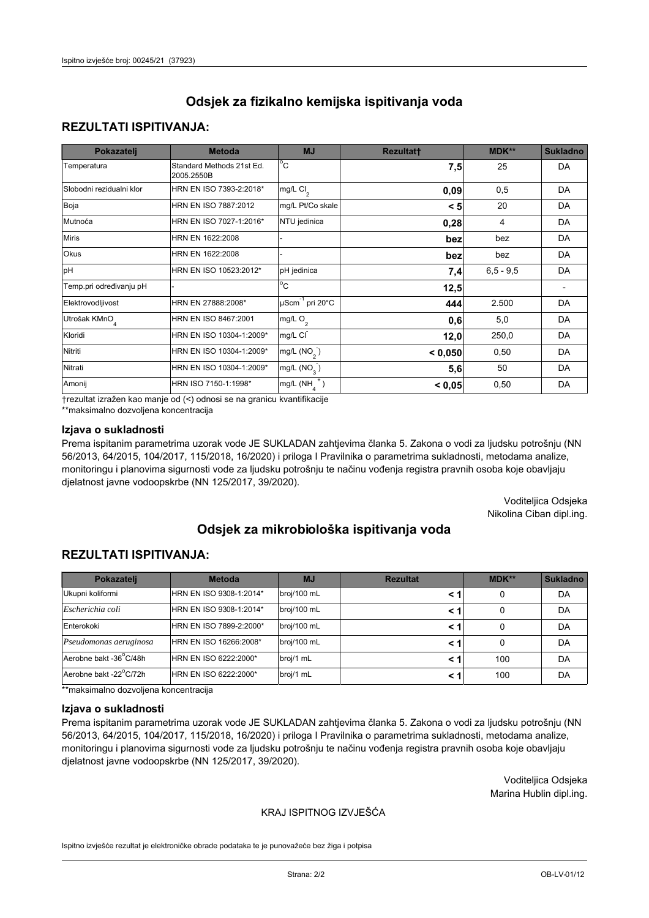# Odsjek za fizikalno kemijska ispitivanja voda

## REZULTATI ISPITIVANJA:

| Pokazatelj | Metoda | MJ | Rezultat† | MDK** | Sukladno |
|---|---|---|---|---|---|
| Temperatura | Standard Methods 21st Ed. 2005.2550B | °C | **7,5** | 25 | DA |
| Slobodni rezidualni klor | HRN EN ISO 7393-2:2018* | mg/L $Cl_2$ | **0,09** | 0,5 | DA |
| Boja | HRN EN ISO 7887:2012 | mg/L Pt/Co skale | **< 5** | 20 | DA |
| Mutnoća | HRN EN ISO 7027-1:2016* | NTU jedinica | **0,28** | 4 | DA |
| Miris | HRN EN 1622:2008 | - | **bez** | bez | DA |
| Okus | HRN EN 1622:2008 | - | **bez** | bez | DA |
| pH | HRN EN ISO 10523:2012* | pH jedinica | **7,4** | 6,5 - 9,5 | DA |
| Temp.pri određivanju pH | - | °C | **12,5** | | - |
| Elektrovodljivost | HRN EN 27888:2008* | $\mu Scm^{-1}$ pri 20°C | **444** | 2.500 | DA |
| Utrošak $KMnO_4$ | HRN EN ISO 8467:2001 | mg/L $O_2$ | **0,6** | 5,0 | DA |
| Kloridi | HRN EN ISO 10304-1:2009* | mg/L $Cl^-$ | **12,0** | 250,0 | DA |
| Nitriti | HRN EN ISO 10304-1:2009* | mg/L $(NO_2^-)$ | **< 0,050** | 0,50 | DA |
| Nitrati | HRN EN ISO 10304-1:2009* | mg/L $(NO_3^-)$ | **5,6** | 50 | DA |
| Amonij | HRN ISO 7150-1:1998* | mg/L $(NH_4^+)$ | **< 0,05** | 0,50 | DA |

†rezultat izražen kao manje od (<) odnosi se na granicu kvantifikacije
**maksimalno dozvoljena koncentracija

### Izjava o sukladnosti

Prema ispitanim parametrima uzorak vode JE SUKLADAN zahtjevima članka 5. Zakona o vodi za ljudsku potrošnju (NN 56/2013, 64/2015, 104/2017, 115/2018, 16/2020) i priloga I Pravilnika o parametrima sukladnosti, metodama analize, monitoringu i planovima sigurnosti vode za ljudsku potrošnju te načinu vođenja registra pravnih osoba koje obavljaju djelatnost javne vodoopskrbe (NN 125/2017, 39/2020).

Voditeljica Odsjeka
Nikolina Ciban dipl.ing.

# Odsjek za mikrobiološka ispitivanja voda

## REZULTATI ISPITIVANJA:

| Pokazatelj | Metoda | MJ | Rezultat | MDK** | Sukladno |
|---|---|---|---|---|---|
| Ukupni koliformi | HRN EN ISO 9308-1:2014* | broj/100 mL | **< 1** | 0 | DA |
| *Escherichia coli* | HRN EN ISO 9308-1:2014* | broj/100 mL | **< 1** | 0 | DA |
| Enterokoki | HRN EN ISO 7899-2:2000* | broj/100 mL | **< 1** | 0 | DA |
| *Pseudomonas aeruginosa* | HRN EN ISO 16266:2008* | broj/100 mL | **< 1** | 0 | DA |
| Aerobne bakt -36°C/48h | HRN EN ISO 6222:2000* | broj/1 mL | **< 1** | 100 | DA |
| Aerobne bakt -22°C/72h | HRN EN ISO 6222:2000* | broj/1 mL | **< 1** | 100 | DA |

**maksimalno dozvoljena koncentracija

### Izjava o sukladnosti

Prema ispitanim parametrima uzorak vode JE SUKLADAN zahtjevima članka 5. Zakona o vodi za ljudsku potrošnju (NN 56/2013, 64/2015, 104/2017, 115/2018, 16/2020) i priloga I Pravilnika o parametrima sukladnosti, metodama analize, monitoringu i planovima sigurnosti vode za ljudsku potrošnju te načinu vođenja registra pravnih osoba koje obavljaju djelatnost javne vodoopskrbe (NN 125/2017, 39/2020).

Voditeljica Odsjeka
Marina Hublin dipl.ing.

KRAJ ISPITNOG IZVJEŠĆA

Ispitno izvješće rezultat je elektroničke obrade podataka te je punovažeće bez žiga i potpisa